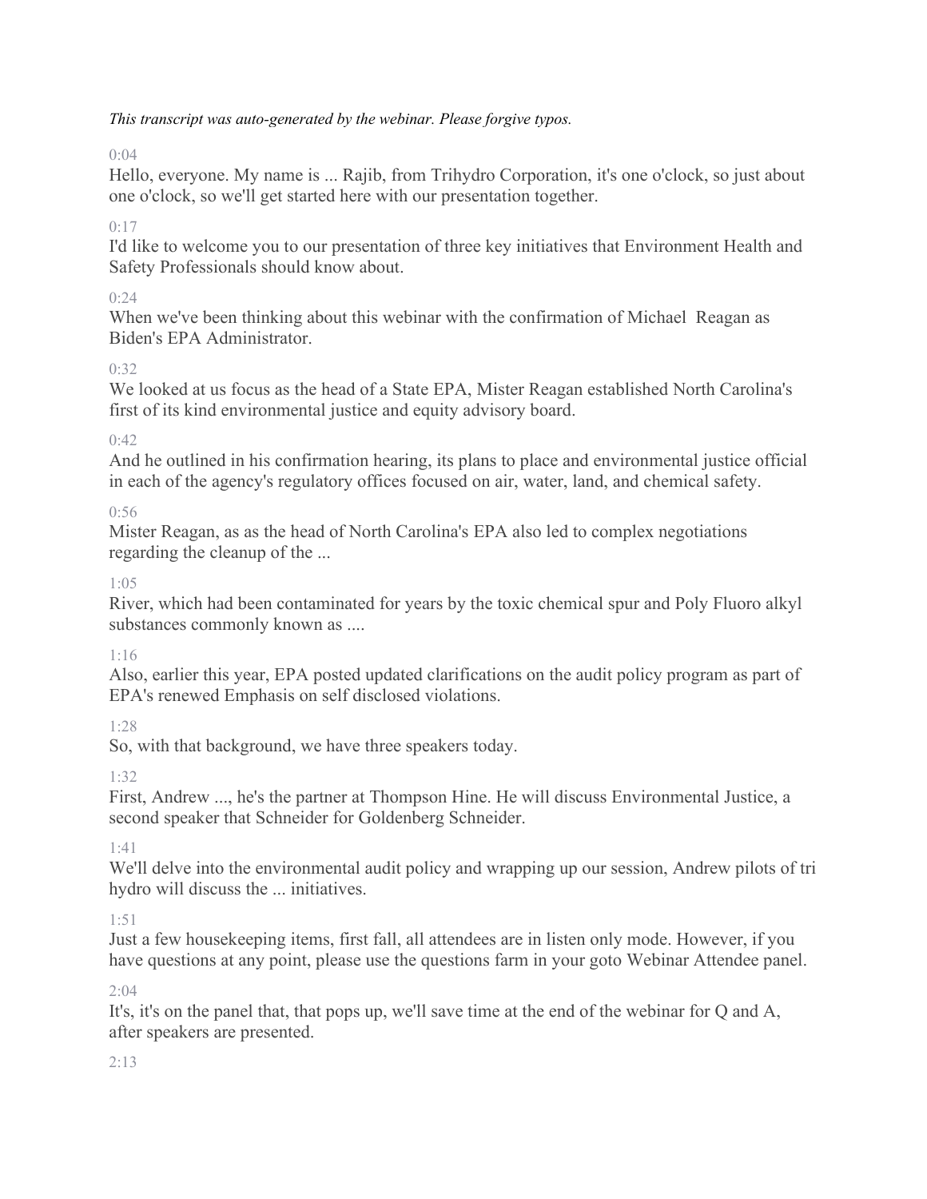*This transcript was auto-generated by the webinar. Please forgive typos.*

0:04

Hello, everyone. My name is ... Rajib, from Trihydro Corporation, it's one o'clock, so just about one o'clock, so we'll get started here with our presentation together.

0:17

I'd like to welcome you to our presentation of three key initiatives that Environment Health and Safety Professionals should know about.

0:24

When we've been thinking about this webinar with the confirmation of Michael  Reagan as Biden's EPA Administrator.

0:32

We looked at us focus as the head of a State EPA, Mister Reagan established North Carolina's first of its kind environmental justice and equity advisory board.

0:42

And he outlined in his confirmation hearing, its plans to place and environmental justice official in each of the agency's regulatory offices focused on air, water, land, and chemical safety.

0:56

Mister Reagan, as as the head of North Carolina's EPA also led to complex negotiations regarding the cleanup of the ...

1:05

River, which had been contaminated for years by the toxic chemical spur and Poly Fluoro alkyl substances commonly known as ....

1:16

Also, earlier this year, EPA posted updated clarifications on the audit policy program as part of EPA's renewed Emphasis on self disclosed violations.

1:28

So, with that background, we have three speakers today.

1:32

First, Andrew ..., he's the partner at Thompson Hine. He will discuss Environmental Justice, a second speaker that Schneider for Goldenberg Schneider.

1:41

We'll delve into the environmental audit policy and wrapping up our session, Andrew pilots of tri hydro will discuss the ... initiatives.

1:51

Just a few housekeeping items, first fall, all attendees are in listen only mode. However, if you have questions at any point, please use the questions farm in your goto Webinar Attendee panel.

2:04

It's, it's on the panel that, that pops up, we'll save time at the end of the webinar for Q and A, after speakers are presented.

2:13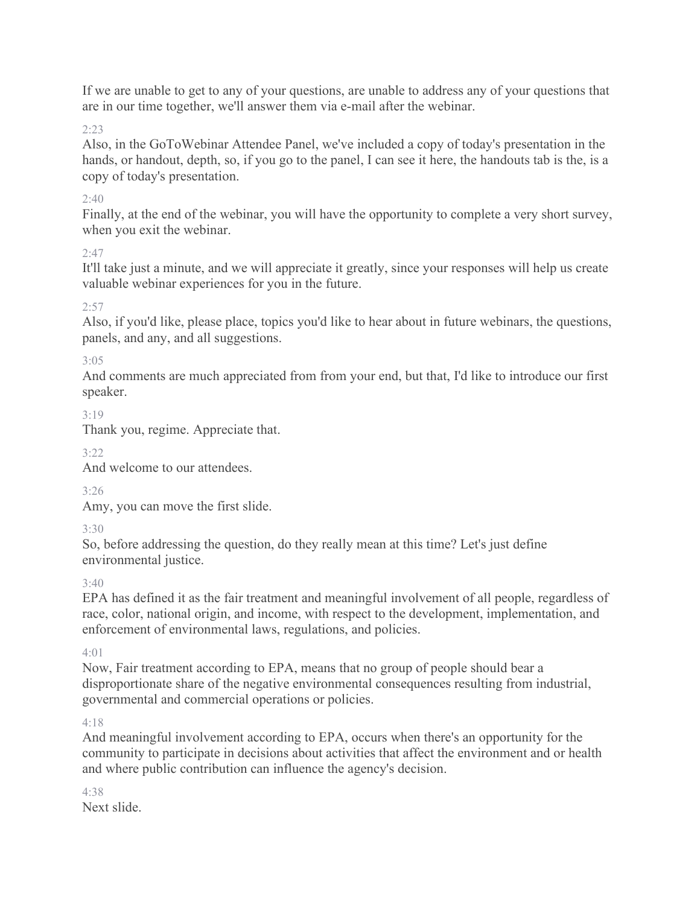If we are unable to get to any of your questions, are unable to address any of your questions that are in our time together, we'll answer them via e-mail after the webinar.

2:23

Also, in the GoToWebinar Attendee Panel, we've included a copy of today's presentation in the hands, or handout, depth, so, if you go to the panel, I can see it here, the handouts tab is the, is a copy of today's presentation.

2:40

Finally, at the end of the webinar, you will have the opportunity to complete a very short survey, when you exit the webinar.

2:47

It'll take just a minute, and we will appreciate it greatly, since your responses will help us create valuable webinar experiences for you in the future.

2:57

Also, if you'd like, please place, topics you'd like to hear about in future webinars, the questions, panels, and any, and all suggestions.

3:05

And comments are much appreciated from from your end, but that, I'd like to introduce our first speaker.

3:19

Thank you, regime. Appreciate that.

3:22

And welcome to our attendees.

3:26

Amy, you can move the first slide.

3:30

So, before addressing the question, do they really mean at this time? Let's just define environmental justice.

3:40

EPA has defined it as the fair treatment and meaningful involvement of all people, regardless of race, color, national origin, and income, with respect to the development, implementation, and enforcement of environmental laws, regulations, and policies.

4:01

Now, Fair treatment according to EPA, means that no group of people should bear a disproportionate share of the negative environmental consequences resulting from industrial, governmental and commercial operations or policies.

4:18

And meaningful involvement according to EPA, occurs when there's an opportunity for the community to participate in decisions about activities that affect the environment and or health and where public contribution can influence the agency's decision.

4:38

Next slide.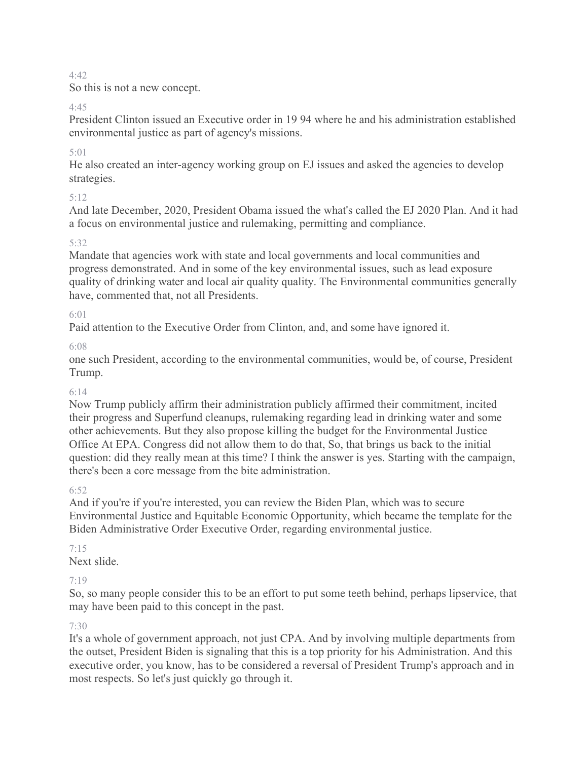4:42

So this is not a new concept.

4:45

President Clinton issued an Executive order in 19 94 where he and his administration established environmental justice as part of agency's missions.

5:01

He also created an inter-agency working group on EJ issues and asked the agencies to develop strategies.

5:12

And late December, 2020, President Obama issued the what's called the EJ 2020 Plan. And it had a focus on environmental justice and rulemaking, permitting and compliance.

5:32

Mandate that agencies work with state and local governments and local communities and progress demonstrated. And in some of the key environmental issues, such as lead exposure quality of drinking water and local air quality quality. The Environmental communities generally have, commented that, not all Presidents.

6:01

Paid attention to the Executive Order from Clinton, and, and some have ignored it.

6:08

one such President, according to the environmental communities, would be, of course, President Trump.

6:14

Now Trump publicly affirm their administration publicly affirmed their commitment, incited their progress and Superfund cleanups, rulemaking regarding lead in drinking water and some other achievements. But they also propose killing the budget for the Environmental Justice Office At EPA. Congress did not allow them to do that, So, that brings us back to the initial question: did they really mean at this time? I think the answer is yes. Starting with the campaign, there's been a core message from the bite administration.

6:52

And if you're if you're interested, you can review the Biden Plan, which was to secure Environmental Justice and Equitable Economic Opportunity, which became the template for the Biden Administrative Order Executive Order, regarding environmental justice.

7:15

Next slide.

7:19

So, so many people consider this to be an effort to put some teeth behind, perhaps lipservice, that may have been paid to this concept in the past.

7:30

It's a whole of government approach, not just CPA. And by involving multiple departments from the outset, President Biden is signaling that this is a top priority for his Administration. And this executive order, you know, has to be considered a reversal of President Trump's approach and in most respects. So let's just quickly go through it.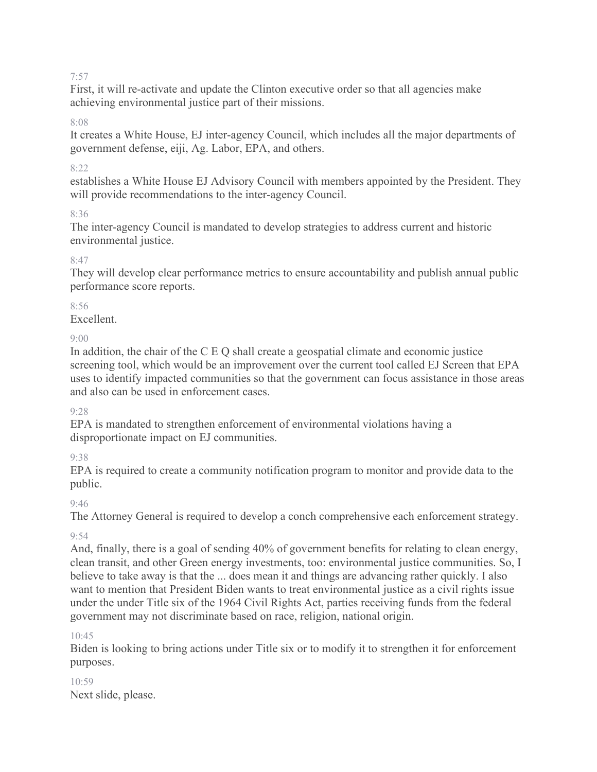7:57

First, it will re-activate and update the Clinton executive order so that all agencies make achieving environmental justice part of their missions.

8:08

It creates a White House, EJ inter-agency Council, which includes all the major departments of government defense, eiji, Ag. Labor, EPA, and others.

8:22

establishes a White House EJ Advisory Council with members appointed by the President. They will provide recommendations to the inter-agency Council.

8:36

The inter-agency Council is mandated to develop strategies to address current and historic environmental justice.

8:47

They will develop clear performance metrics to ensure accountability and publish annual public performance score reports.

8:56

Excellent.

9:00

In addition, the chair of the C E Q shall create a geospatial climate and economic justice screening tool, which would be an improvement over the current tool called EJ Screen that EPA uses to identify impacted communities so that the government can focus assistance in those areas and also can be used in enforcement cases.

9:28

EPA is mandated to strengthen enforcement of environmental violations having a disproportionate impact on EJ communities.

9:38

EPA is required to create a community notification program to monitor and provide data to the public.

9:46

The Attorney General is required to develop a conch comprehensive each enforcement strategy.

9:54

And, finally, there is a goal of sending 40% of government benefits for relating to clean energy, clean transit, and other Green energy investments, too: environmental justice communities. So, I believe to take away is that the ... does mean it and things are advancing rather quickly. I also want to mention that President Biden wants to treat environmental justice as a civil rights issue under the under Title six of the 1964 Civil Rights Act, parties receiving funds from the federal government may not discriminate based on race, religion, national origin.

10:45

Biden is looking to bring actions under Title six or to modify it to strengthen it for enforcement purposes.

10:59

Next slide, please.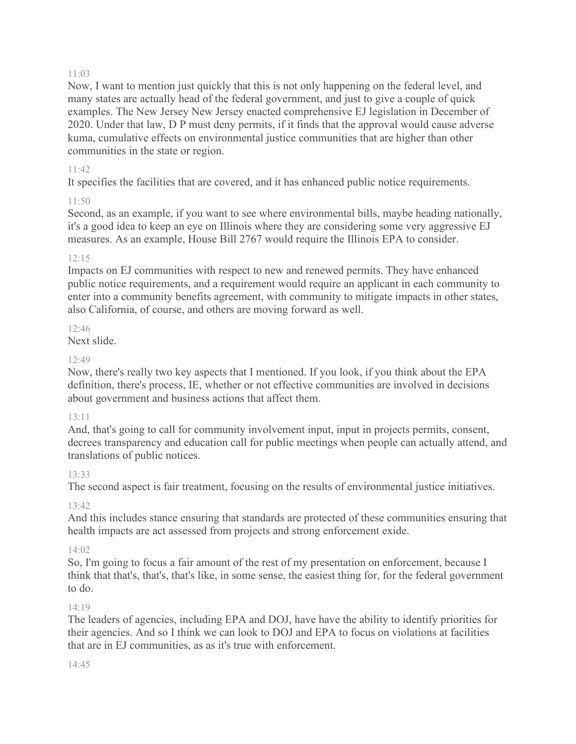11:03

Now, I want to mention just quickly that this is not only happening on the federal level, and many states are actually head of the federal government, and just to give a couple of quick examples. The New Jersey New Jersey enacted comprehensive EJ legislation in December of 2020. Under that law, D P must deny permits, if it finds that the approval would cause adverse kuma, cumulative effects on environmental justice communities that are higher than other communities in the state or region.

11:42

It specifies the facilities that are covered, and it has enhanced public notice requirements.

11:50

Second, as an example, if you want to see where environmental bills, maybe heading nationally, it's a good idea to keep an eye on Illinois where they are considering some very aggressive EJ measures. As an example, House Bill 2767 would require the Illinois EPA to consider.

12:15

Impacts on EJ communities with respect to new and renewed permits. They have enhanced public notice requirements, and a requirement would require an applicant in each community to enter into a community benefits agreement, with community to mitigate impacts in other states, also California, of course, and others are moving forward as well.

12:46

Next slide.

12:49

Now, there's really two key aspects that I mentioned. If you look, if you think about the EPA definition, there's process, IE, whether or not effective communities are involved in decisions about government and business actions that affect them.

13:11

And, that's going to call for community involvement input, input in projects permits, consent, decrees transparency and education call for public meetings when people can actually attend, and translations of public notices.

13:33

The second aspect is fair treatment, focusing on the results of environmental justice initiatives.

13:42

And this includes stance ensuring that standards are protected of these communities ensuring that health impacts are act assessed from projects and strong enforcement exide.

14:02

So, I'm going to focus a fair amount of the rest of my presentation on enforcement, because I think that that's, that's, that's like, in some sense, the easiest thing for, for the federal government to do.

14:19

The leaders of agencies, including EPA and DOJ, have have the ability to identify priorities for their agencies. And so I think we can look to DOJ and EPA to focus on violations at facilities that are in EJ communities, as as it's true with enforcement.

14:45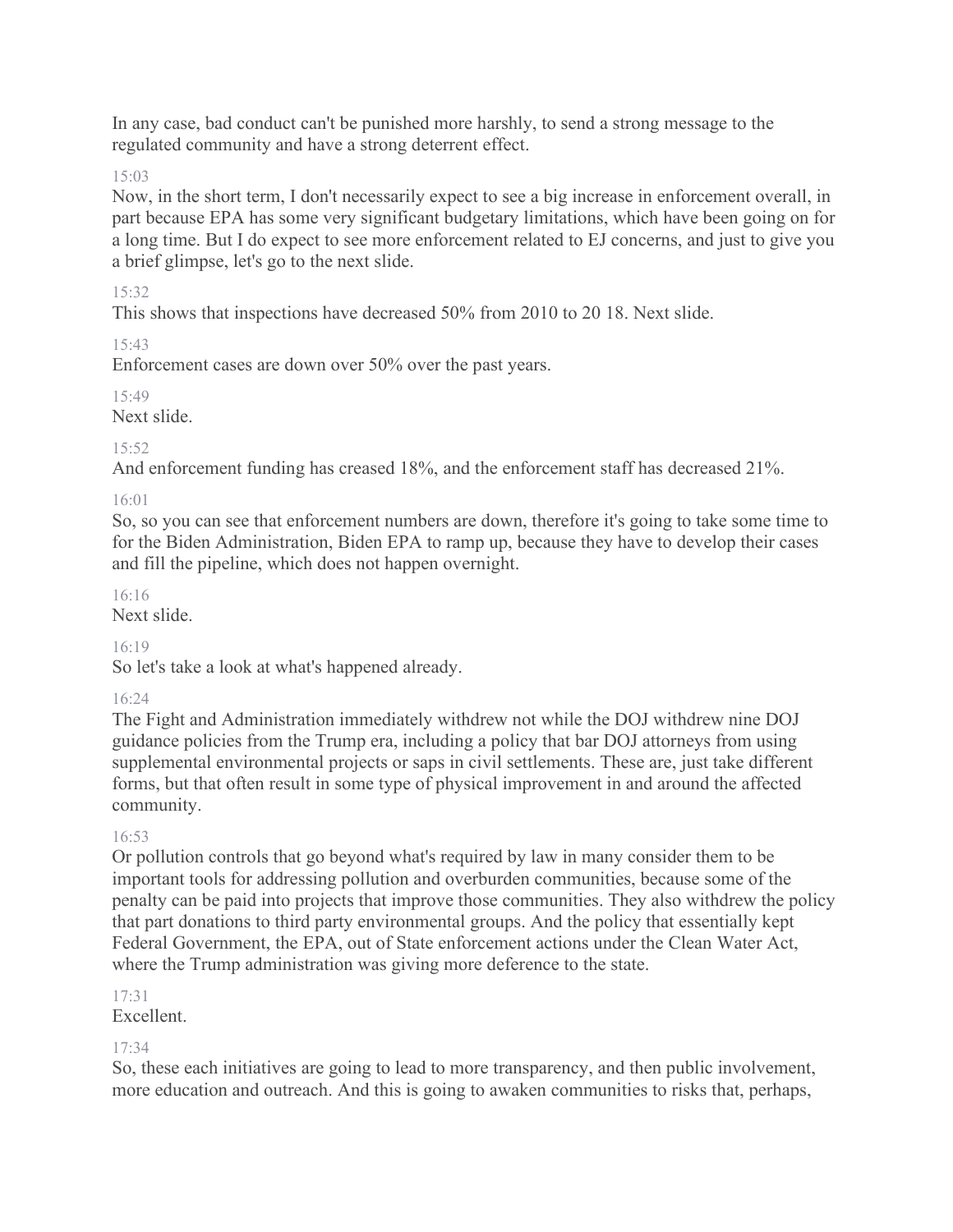In any case, bad conduct can't be punished more harshly, to send a strong message to the regulated community and have a strong deterrent effect.

15:03

Now, in the short term, I don't necessarily expect to see a big increase in enforcement overall, in part because EPA has some very significant budgetary limitations, which have been going on for a long time. But I do expect to see more enforcement related to EJ concerns, and just to give you a brief glimpse, let's go to the next slide.

15:32

This shows that inspections have decreased 50% from 2010 to 20 18. Next slide.

15:43

Enforcement cases are down over 50% over the past years.

15:49

Next slide.

15:52

And enforcement funding has creased 18%, and the enforcement staff has decreased 21%.

16:01

So, so you can see that enforcement numbers are down, therefore it's going to take some time to for the Biden Administration, Biden EPA to ramp up, because they have to develop their cases and fill the pipeline, which does not happen overnight.

16:16

Next slide.

16:19

So let's take a look at what's happened already.

16:24

The Fight and Administration immediately withdrew not while the DOJ withdrew nine DOJ guidance policies from the Trump era, including a policy that bar DOJ attorneys from using supplemental environmental projects or saps in civil settlements. These are, just take different forms, but that often result in some type of physical improvement in and around the affected community.

16:53

Or pollution controls that go beyond what's required by law in many consider them to be important tools for addressing pollution and overburden communities, because some of the penalty can be paid into projects that improve those communities. They also withdrew the policy that part donations to third party environmental groups. And the policy that essentially kept Federal Government, the EPA, out of State enforcement actions under the Clean Water Act, where the Trump administration was giving more deference to the state.

17:31

Excellent.

17:34

So, these each initiatives are going to lead to more transparency, and then public involvement, more education and outreach. And this is going to awaken communities to risks that, perhaps,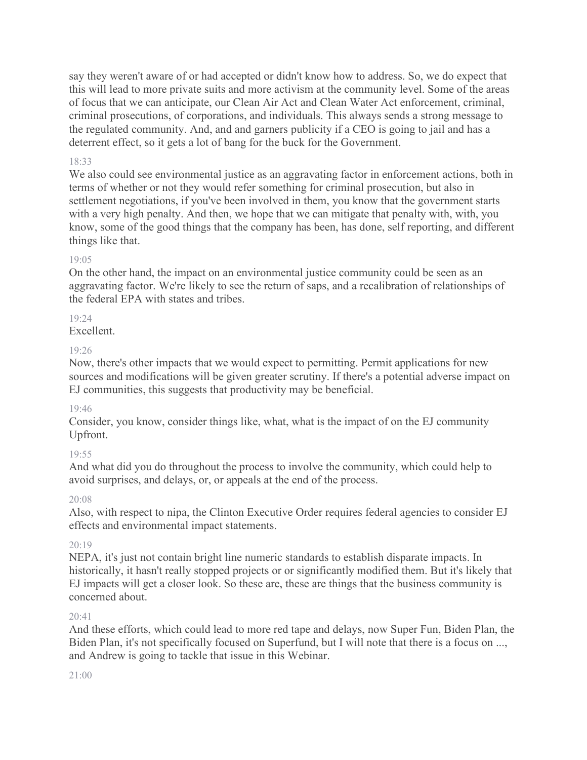say they weren't aware of or had accepted or didn't know how to address. So, we do expect that this will lead to more private suits and more activism at the community level. Some of the areas of focus that we can anticipate, our Clean Air Act and Clean Water Act enforcement, criminal, criminal prosecutions, of corporations, and individuals. This always sends a strong message to the regulated community. And, and and garners publicity if a CEO is going to jail and has a deterrent effect, so it gets a lot of bang for the buck for the Government.

18:33

We also could see environmental justice as an aggravating factor in enforcement actions, both in terms of whether or not they would refer something for criminal prosecution, but also in settlement negotiations, if you've been involved in them, you know that the government starts with a very high penalty. And then, we hope that we can mitigate that penalty with, with, you know, some of the good things that the company has been, has done, self reporting, and different things like that.

19:05

On the other hand, the impact on an environmental justice community could be seen as an aggravating factor. We're likely to see the return of saps, and a recalibration of relationships of the federal EPA with states and tribes.

19:24

Excellent.

19:26

Now, there's other impacts that we would expect to permitting. Permit applications for new sources and modifications will be given greater scrutiny. If there's a potential adverse impact on EJ communities, this suggests that productivity may be beneficial.

19:46

Consider, you know, consider things like, what, what is the impact of on the EJ community Upfront.

19:55

And what did you do throughout the process to involve the community, which could help to avoid surprises, and delays, or, or appeals at the end of the process.

20:08

Also, with respect to nipa, the Clinton Executive Order requires federal agencies to consider EJ effects and environmental impact statements.

20:19

NEPA, it's just not contain bright line numeric standards to establish disparate impacts. In historically, it hasn't really stopped projects or or significantly modified them. But it's likely that EJ impacts will get a closer look. So these are, these are things that the business community is concerned about.

20:41

And these efforts, which could lead to more red tape and delays, now Super Fun, Biden Plan, the Biden Plan, it's not specifically focused on Superfund, but I will note that there is a focus on ..., and Andrew is going to tackle that issue in this Webinar.

21:00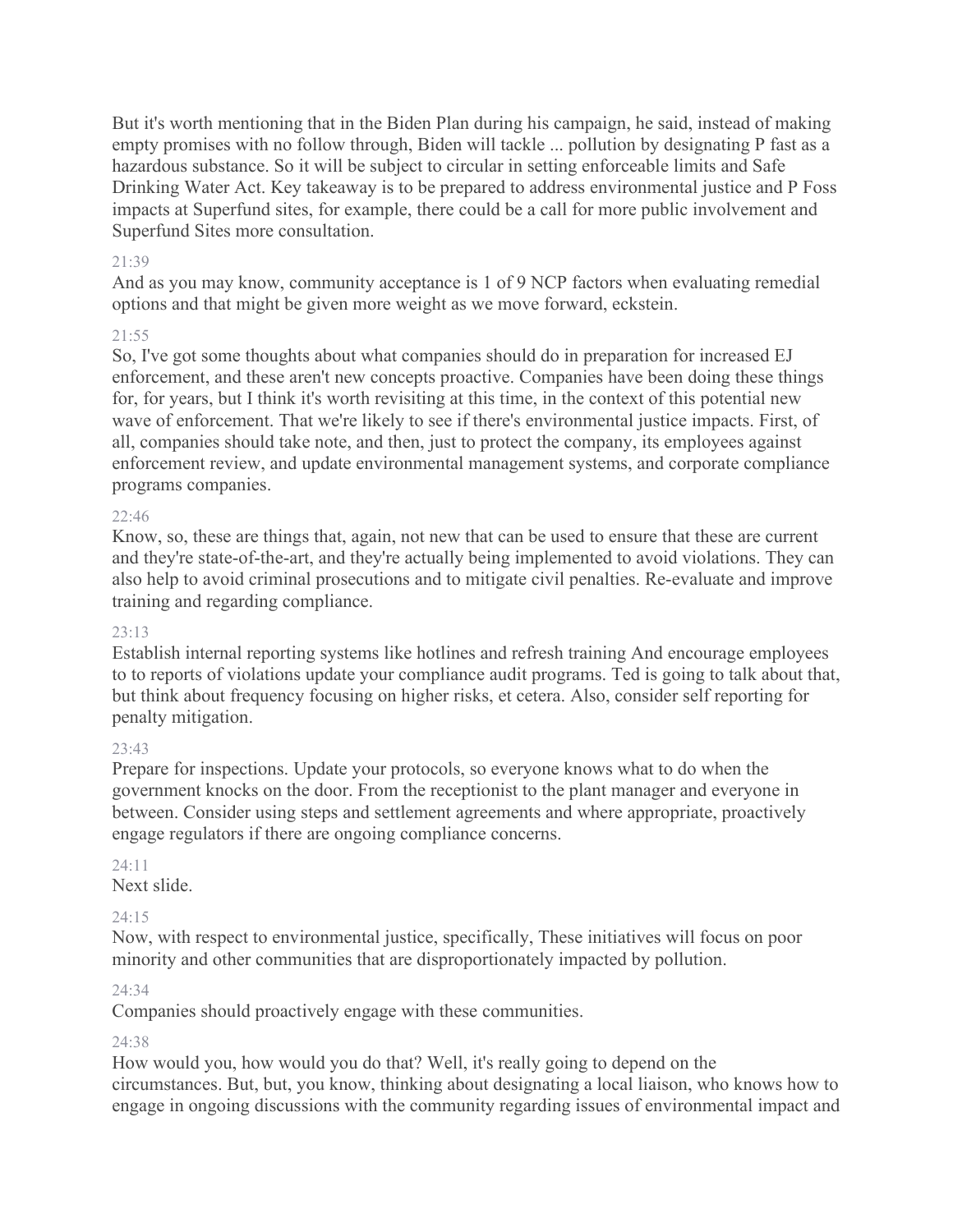But it's worth mentioning that in the Biden Plan during his campaign, he said, instead of making empty promises with no follow through, Biden will tackle ... pollution by designating P fast as a hazardous substance. So it will be subject to circular in setting enforceable limits and Safe Drinking Water Act. Key takeaway is to be prepared to address environmental justice and P Foss impacts at Superfund sites, for example, there could be a call for more public involvement and Superfund Sites more consultation.

21:39

And as you may know, community acceptance is 1 of 9 NCP factors when evaluating remedial options and that might be given more weight as we move forward, eckstein.

21:55

So, I've got some thoughts about what companies should do in preparation for increased EJ enforcement, and these aren't new concepts proactive. Companies have been doing these things for, for years, but I think it's worth revisiting at this time, in the context of this potential new wave of enforcement. That we're likely to see if there's environmental justice impacts. First, of all, companies should take note, and then, just to protect the company, its employees against enforcement review, and update environmental management systems, and corporate compliance programs companies.

22:46

Know, so, these are things that, again, not new that can be used to ensure that these are current and they're state-of-the-art, and they're actually being implemented to avoid violations. They can also help to avoid criminal prosecutions and to mitigate civil penalties. Re-evaluate and improve training and regarding compliance.

23:13

Establish internal reporting systems like hotlines and refresh training And encourage employees to to reports of violations update your compliance audit programs. Ted is going to talk about that, but think about frequency focusing on higher risks, et cetera. Also, consider self reporting for penalty mitigation.

23:43

Prepare for inspections. Update your protocols, so everyone knows what to do when the government knocks on the door. From the receptionist to the plant manager and everyone in between. Consider using steps and settlement agreements and where appropriate, proactively engage regulators if there are ongoing compliance concerns.

24:11

Next slide.

24:15

Now, with respect to environmental justice, specifically, These initiatives will focus on poor minority and other communities that are disproportionately impacted by pollution.

24:34

Companies should proactively engage with these communities.

24:38

How would you, how would you do that? Well, it's really going to depend on the circumstances. But, but, you know, thinking about designating a local liaison, who knows how to engage in ongoing discussions with the community regarding issues of environmental impact and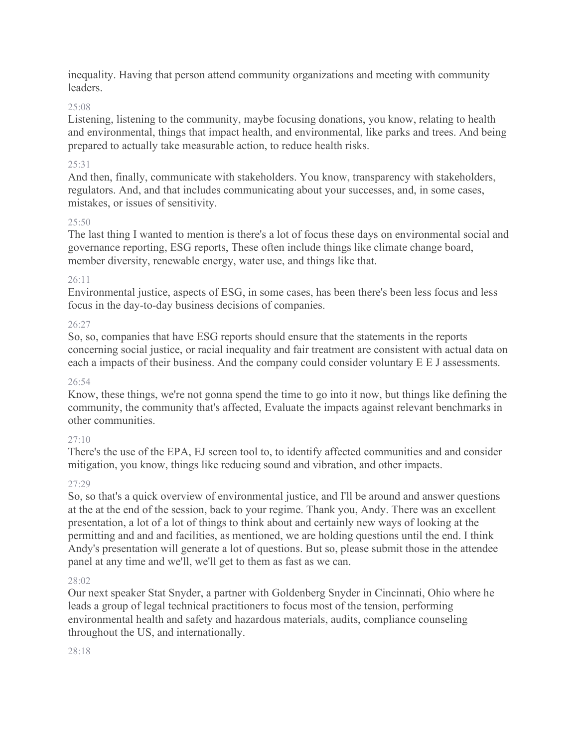inequality. Having that person attend community organizations and meeting with community leaders.

25:08

Listening, listening to the community, maybe focusing donations, you know, relating to health and environmental, things that impact health, and environmental, like parks and trees. And being prepared to actually take measurable action, to reduce health risks.

25:31

And then, finally, communicate with stakeholders. You know, transparency with stakeholders, regulators. And, and that includes communicating about your successes, and, in some cases, mistakes, or issues of sensitivity.

25:50

The last thing I wanted to mention is there's a lot of focus these days on environmental social and governance reporting, ESG reports, These often include things like climate change board, member diversity, renewable energy, water use, and things like that.

26:11

Environmental justice, aspects of ESG, in some cases, has been there's been less focus and less focus in the day-to-day business decisions of companies.

26:27

So, so, companies that have ESG reports should ensure that the statements in the reports concerning social justice, or racial inequality and fair treatment are consistent with actual data on each a impacts of their business. And the company could consider voluntary E E J assessments.

26:54

Know, these things, we're not gonna spend the time to go into it now, but things like defining the community, the community that's affected, Evaluate the impacts against relevant benchmarks in other communities.

27:10

There's the use of the EPA, EJ screen tool to, to identify affected communities and and consider mitigation, you know, things like reducing sound and vibration, and other impacts.

27:29

So, so that's a quick overview of environmental justice, and I'll be around and answer questions at the at the end of the session, back to your regime. Thank you, Andy. There was an excellent presentation, a lot of a lot of things to think about and certainly new ways of looking at the permitting and and and facilities, as mentioned, we are holding questions until the end. I think Andy's presentation will generate a lot of questions. But so, please submit those in the attendee panel at any time and we'll, we'll get to them as fast as we can.

28:02

Our next speaker Stat Snyder, a partner with Goldenberg Snyder in Cincinnati, Ohio where he leads a group of legal technical practitioners to focus most of the tension, performing environmental health and safety and hazardous materials, audits, compliance counseling throughout the US, and internationally.

28:18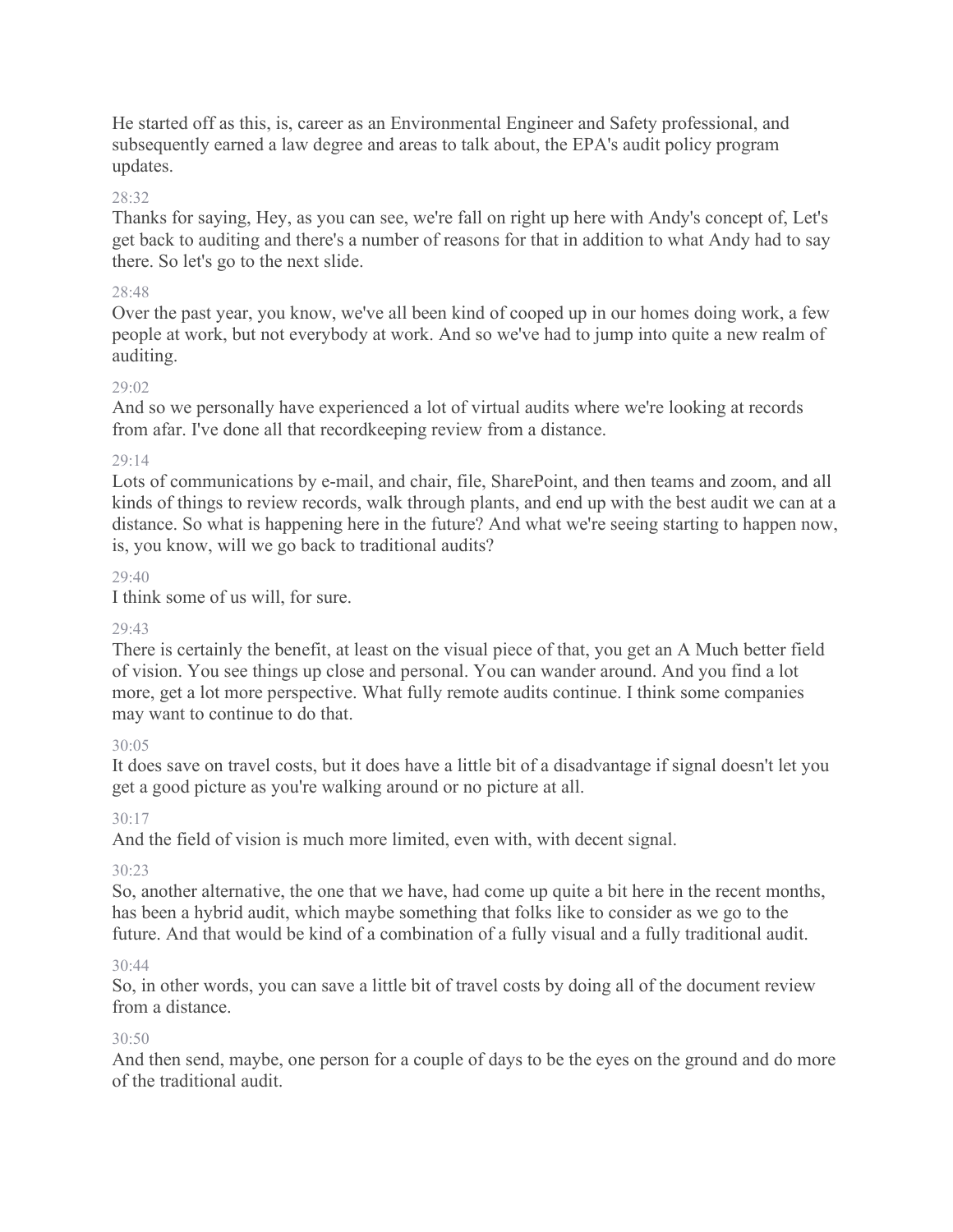He started off as this, is, career as an Environmental Engineer and Safety professional, and subsequently earned a law degree and areas to talk about, the EPA's audit policy program updates.

28:32

Thanks for saying, Hey, as you can see, we're fall on right up here with Andy's concept of, Let's get back to auditing and there's a number of reasons for that in addition to what Andy had to say there. So let's go to the next slide.

28:48

Over the past year, you know, we've all been kind of cooped up in our homes doing work, a few people at work, but not everybody at work. And so we've had to jump into quite a new realm of auditing.

29:02

And so we personally have experienced a lot of virtual audits where we're looking at records from afar. I've done all that recordkeeping review from a distance.

29:14

Lots of communications by e-mail, and chair, file, SharePoint, and then teams and zoom, and all kinds of things to review records, walk through plants, and end up with the best audit we can at a distance. So what is happening here in the future? And what we're seeing starting to happen now, is, you know, will we go back to traditional audits?

29:40

I think some of us will, for sure.

29:43

There is certainly the benefit, at least on the visual piece of that, you get an A Much better field of vision. You see things up close and personal. You can wander around. And you find a lot more, get a lot more perspective. What fully remote audits continue. I think some companies may want to continue to do that.

30:05

It does save on travel costs, but it does have a little bit of a disadvantage if signal doesn't let you get a good picture as you're walking around or no picture at all.

30:17

And the field of vision is much more limited, even with, with decent signal.

30:23

So, another alternative, the one that we have, had come up quite a bit here in the recent months, has been a hybrid audit, which maybe something that folks like to consider as we go to the future. And that would be kind of a combination of a fully visual and a fully traditional audit.

30:44

So, in other words, you can save a little bit of travel costs by doing all of the document review from a distance.

30:50

And then send, maybe, one person for a couple of days to be the eyes on the ground and do more of the traditional audit.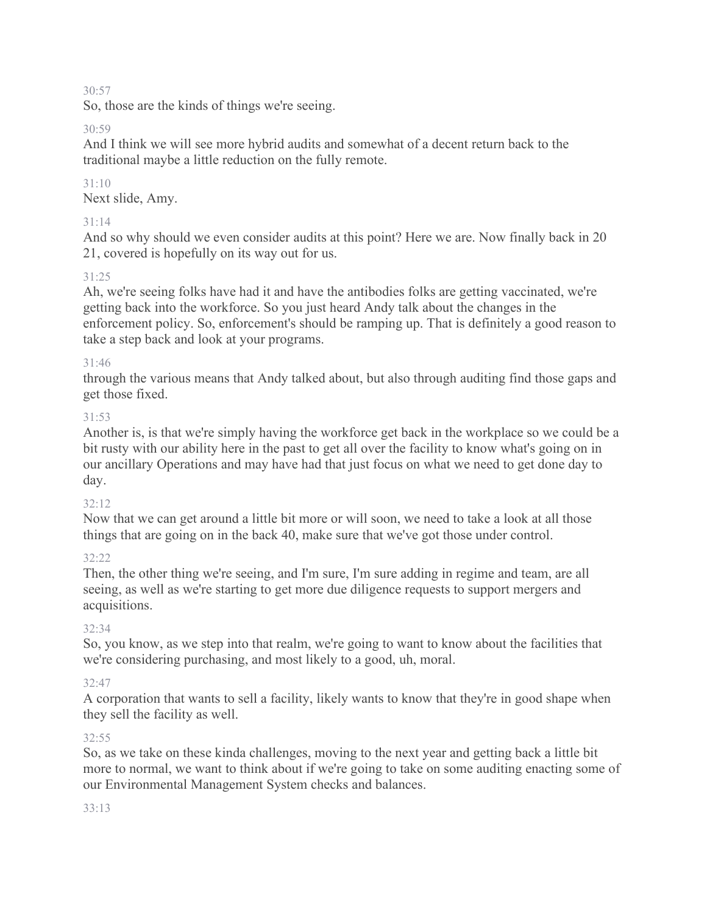30:57

So, those are the kinds of things we're seeing.

30:59

And I think we will see more hybrid audits and somewhat of a decent return back to the traditional maybe a little reduction on the fully remote.

31:10

Next slide, Amy.

31:14

And so why should we even consider audits at this point? Here we are. Now finally back in 20 21, covered is hopefully on its way out for us.

31:25

Ah, we're seeing folks have had it and have the antibodies folks are getting vaccinated, we're getting back into the workforce. So you just heard Andy talk about the changes in the enforcement policy. So, enforcement's should be ramping up. That is definitely a good reason to take a step back and look at your programs.

31:46

through the various means that Andy talked about, but also through auditing find those gaps and get those fixed.

31:53

Another is, is that we're simply having the workforce get back in the workplace so we could be a bit rusty with our ability here in the past to get all over the facility to know what's going on in our ancillary Operations and may have had that just focus on what we need to get done day to day.

32:12

Now that we can get around a little bit more or will soon, we need to take a look at all those things that are going on in the back 40, make sure that we've got those under control.

32:22

Then, the other thing we're seeing, and I'm sure, I'm sure adding in regime and team, are all seeing, as well as we're starting to get more due diligence requests to support mergers and acquisitions.

32:34

So, you know, as we step into that realm, we're going to want to know about the facilities that we're considering purchasing, and most likely to a good, uh, moral.

32:47

A corporation that wants to sell a facility, likely wants to know that they're in good shape when they sell the facility as well.

32:55

So, as we take on these kinda challenges, moving to the next year and getting back a little bit more to normal, we want to think about if we're going to take on some auditing enacting some of our Environmental Management System checks and balances.

33:13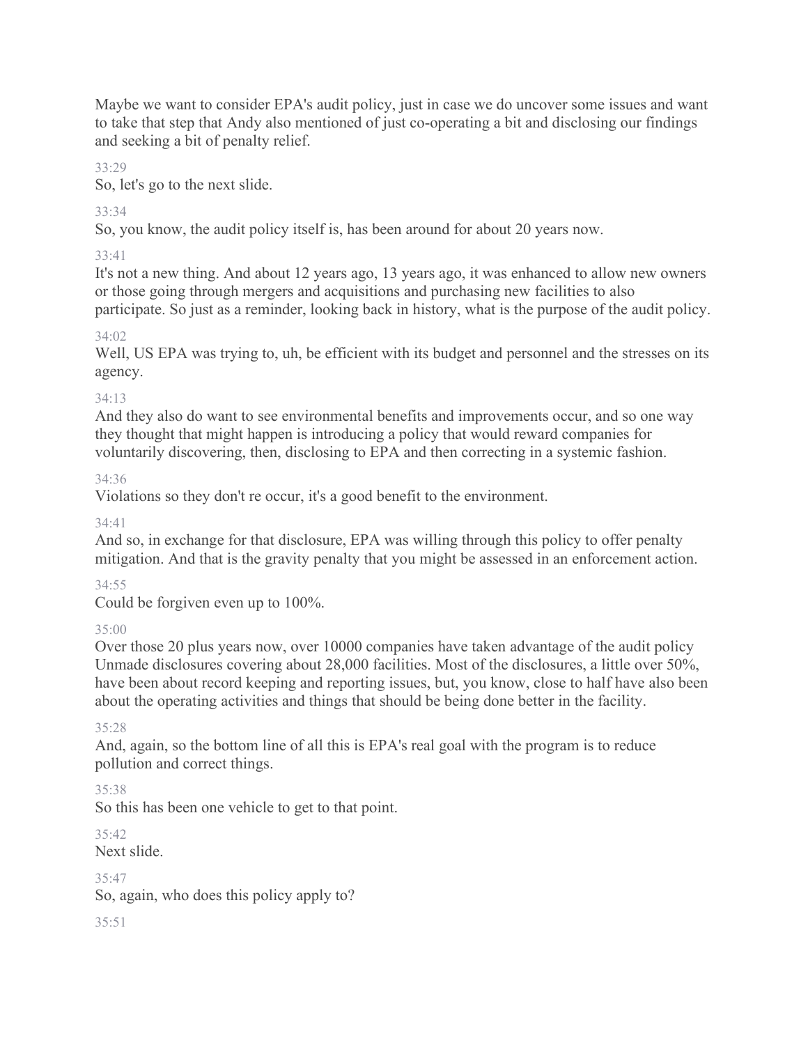Maybe we want to consider EPA's audit policy, just in case we do uncover some issues and want to take that step that Andy also mentioned of just co-operating a bit and disclosing our findings and seeking a bit of penalty relief.

33:29

So, let's go to the next slide.

33:34

So, you know, the audit policy itself is, has been around for about 20 years now.

33:41

It's not a new thing. And about 12 years ago, 13 years ago, it was enhanced to allow new owners or those going through mergers and acquisitions and purchasing new facilities to also participate. So just as a reminder, looking back in history, what is the purpose of the audit policy.

34:02

Well, US EPA was trying to, uh, be efficient with its budget and personnel and the stresses on its agency.

34:13

And they also do want to see environmental benefits and improvements occur, and so one way they thought that might happen is introducing a policy that would reward companies for voluntarily discovering, then, disclosing to EPA and then correcting in a systemic fashion.

34:36

Violations so they don't re occur, it's a good benefit to the environment.

34:41

And so, in exchange for that disclosure, EPA was willing through this policy to offer penalty mitigation. And that is the gravity penalty that you might be assessed in an enforcement action.

34:55

Could be forgiven even up to 100%.

35:00

Over those 20 plus years now, over 10000 companies have taken advantage of the audit policy Unmade disclosures covering about 28,000 facilities. Most of the disclosures, a little over 50%, have been about record keeping and reporting issues, but, you know, close to half have also been about the operating activities and things that should be being done better in the facility.

35:28

And, again, so the bottom line of all this is EPA's real goal with the program is to reduce pollution and correct things.

35:38

So this has been one vehicle to get to that point.

35:42

Next slide.

35:47

So, again, who does this policy apply to?

35:51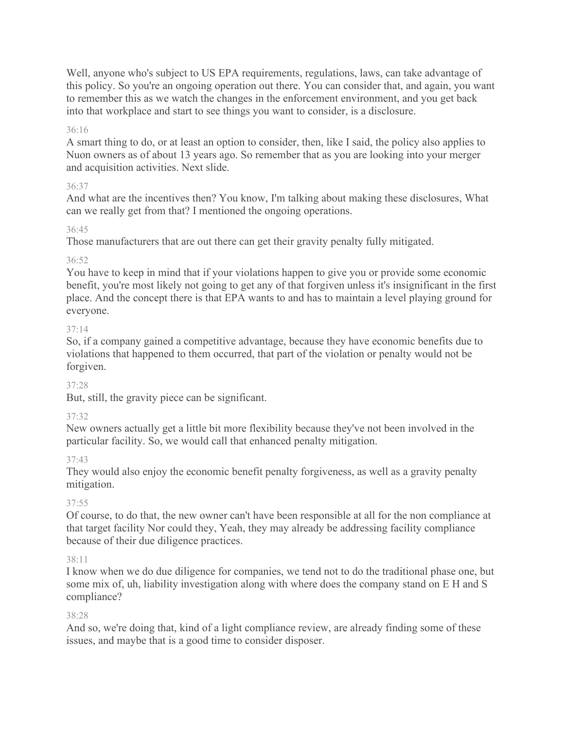Well, anyone who's subject to US EPA requirements, regulations, laws, can take advantage of this policy. So you're an ongoing operation out there. You can consider that, and again, you want to remember this as we watch the changes in the enforcement environment, and you get back into that workplace and start to see things you want to consider, is a disclosure.

36:16

A smart thing to do, or at least an option to consider, then, like I said, the policy also applies to Nuon owners as of about 13 years ago. So remember that as you are looking into your merger and acquisition activities. Next slide.

36:37

And what are the incentives then? You know, I'm talking about making these disclosures, What can we really get from that? I mentioned the ongoing operations.

36:45

Those manufacturers that are out there can get their gravity penalty fully mitigated.

36:52

You have to keep in mind that if your violations happen to give you or provide some economic benefit, you're most likely not going to get any of that forgiven unless it's insignificant in the first place. And the concept there is that EPA wants to and has to maintain a level playing ground for everyone.

37:14

So, if a company gained a competitive advantage, because they have economic benefits due to violations that happened to them occurred, that part of the violation or penalty would not be forgiven.

37:28

But, still, the gravity piece can be significant.

37:32

New owners actually get a little bit more flexibility because they've not been involved in the particular facility. So, we would call that enhanced penalty mitigation.

37:43

They would also enjoy the economic benefit penalty forgiveness, as well as a gravity penalty mitigation.

37:55

Of course, to do that, the new owner can't have been responsible at all for the non compliance at that target facility Nor could they, Yeah, they may already be addressing facility compliance because of their due diligence practices.

38:11

I know when we do due diligence for companies, we tend not to do the traditional phase one, but some mix of, uh, liability investigation along with where does the company stand on E H and S compliance?

38:28

And so, we're doing that, kind of a light compliance review, are already finding some of these issues, and maybe that is a good time to consider disposer.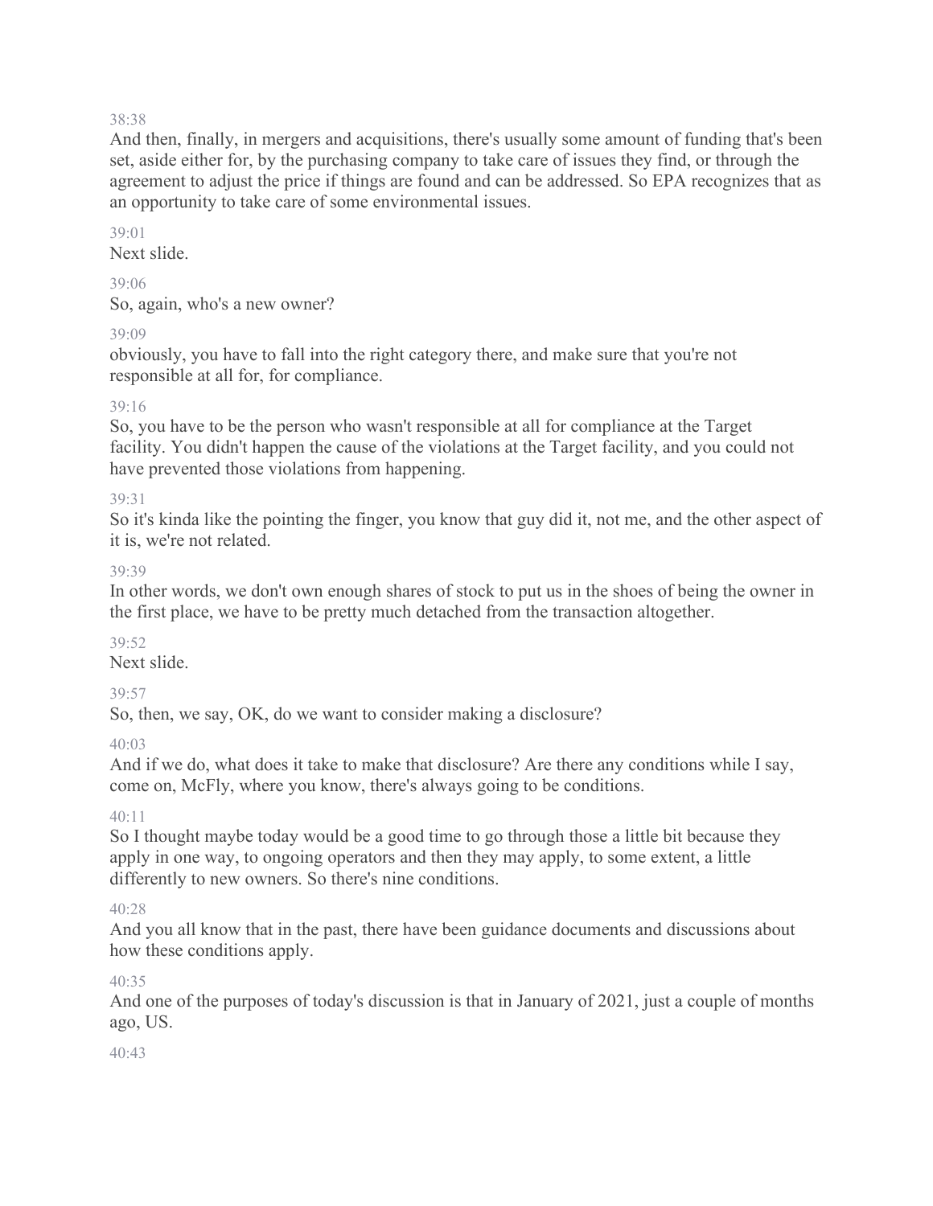38:38

And then, finally, in mergers and acquisitions, there's usually some amount of funding that's been set, aside either for, by the purchasing company to take care of issues they find, or through the agreement to adjust the price if things are found and can be addressed. So EPA recognizes that as an opportunity to take care of some environmental issues.

39:01

Next slide.

39:06

So, again, who's a new owner?

39:09

obviously, you have to fall into the right category there, and make sure that you're not responsible at all for, for compliance.

39:16

So, you have to be the person who wasn't responsible at all for compliance at the Target facility. You didn't happen the cause of the violations at the Target facility, and you could not have prevented those violations from happening.

39:31

So it's kinda like the pointing the finger, you know that guy did it, not me, and the other aspect of it is, we're not related.

39:39

In other words, we don't own enough shares of stock to put us in the shoes of being the owner in the first place, we have to be pretty much detached from the transaction altogether.

39:52

Next slide.

39:57

So, then, we say, OK, do we want to consider making a disclosure?

40:03

And if we do, what does it take to make that disclosure? Are there any conditions while I say, come on, McFly, where you know, there's always going to be conditions.

40:11

So I thought maybe today would be a good time to go through those a little bit because they apply in one way, to ongoing operators and then they may apply, to some extent, a little differently to new owners. So there's nine conditions.

40:28

And you all know that in the past, there have been guidance documents and discussions about how these conditions apply.

40:35

And one of the purposes of today's discussion is that in January of 2021, just a couple of months ago, US.

40:43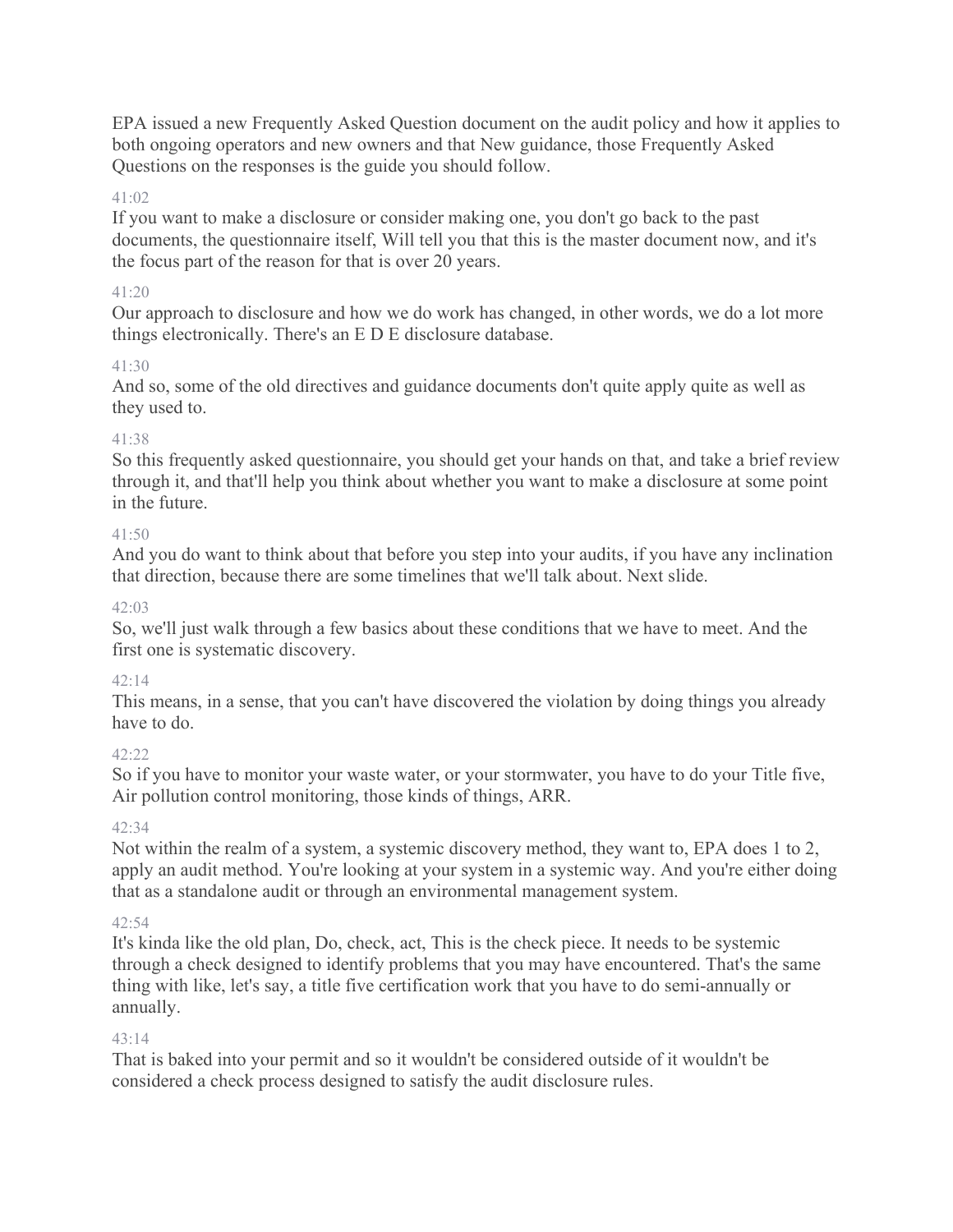EPA issued a new Frequently Asked Question document on the audit policy and how it applies to both ongoing operators and new owners and that New guidance, those Frequently Asked Questions on the responses is the guide you should follow.

41:02

If you want to make a disclosure or consider making one, you don't go back to the past documents, the questionnaire itself, Will tell you that this is the master document now, and it's the focus part of the reason for that is over 20 years.

41:20

Our approach to disclosure and how we do work has changed, in other words, we do a lot more things electronically. There's an E D E disclosure database.

41:30

And so, some of the old directives and guidance documents don't quite apply quite as well as they used to.

41:38

So this frequently asked questionnaire, you should get your hands on that, and take a brief review through it, and that'll help you think about whether you want to make a disclosure at some point in the future.

41:50

And you do want to think about that before you step into your audits, if you have any inclination that direction, because there are some timelines that we'll talk about. Next slide.

42:03

So, we'll just walk through a few basics about these conditions that we have to meet. And the first one is systematic discovery.

42:14

This means, in a sense, that you can't have discovered the violation by doing things you already have to do.

42:22

So if you have to monitor your waste water, or your stormwater, you have to do your Title five, Air pollution control monitoring, those kinds of things, ARR.

42:34

Not within the realm of a system, a systemic discovery method, they want to, EPA does 1 to 2, apply an audit method. You're looking at your system in a systemic way. And you're either doing that as a standalone audit or through an environmental management system.

42:54

It's kinda like the old plan, Do, check, act, This is the check piece. It needs to be systemic through a check designed to identify problems that you may have encountered. That's the same thing with like, let's say, a title five certification work that you have to do semi-annually or annually.

43:14

That is baked into your permit and so it wouldn't be considered outside of it wouldn't be considered a check process designed to satisfy the audit disclosure rules.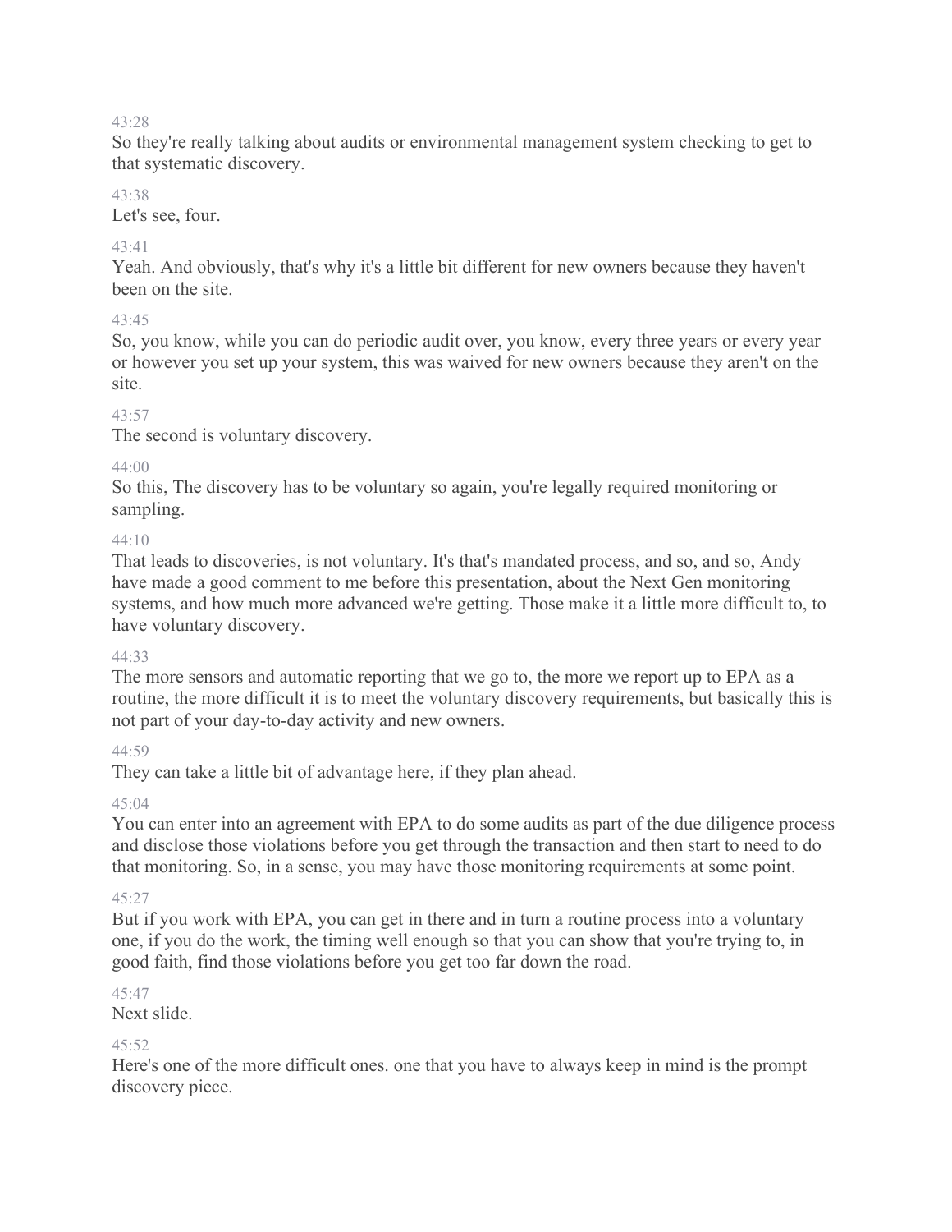43:28

So they're really talking about audits or environmental management system checking to get to that systematic discovery.

43:38

Let's see, four.

43:41

Yeah. And obviously, that's why it's a little bit different for new owners because they haven't been on the site.

43:45

So, you know, while you can do periodic audit over, you know, every three years or every year or however you set up your system, this was waived for new owners because they aren't on the site.

43:57

The second is voluntary discovery.

44:00

So this, The discovery has to be voluntary so again, you're legally required monitoring or sampling.

44:10

That leads to discoveries, is not voluntary. It's that's mandated process, and so, and so, Andy have made a good comment to me before this presentation, about the Next Gen monitoring systems, and how much more advanced we're getting. Those make it a little more difficult to, to have voluntary discovery.

44:33

The more sensors and automatic reporting that we go to, the more we report up to EPA as a routine, the more difficult it is to meet the voluntary discovery requirements, but basically this is not part of your day-to-day activity and new owners.

44:59

They can take a little bit of advantage here, if they plan ahead.

45:04

You can enter into an agreement with EPA to do some audits as part of the due diligence process and disclose those violations before you get through the transaction and then start to need to do that monitoring. So, in a sense, you may have those monitoring requirements at some point.

45:27

But if you work with EPA, you can get in there and in turn a routine process into a voluntary one, if you do the work, the timing well enough so that you can show that you're trying to, in good faith, find those violations before you get too far down the road.

45:47

Next slide.

45:52

Here's one of the more difficult ones. one that you have to always keep in mind is the prompt discovery piece.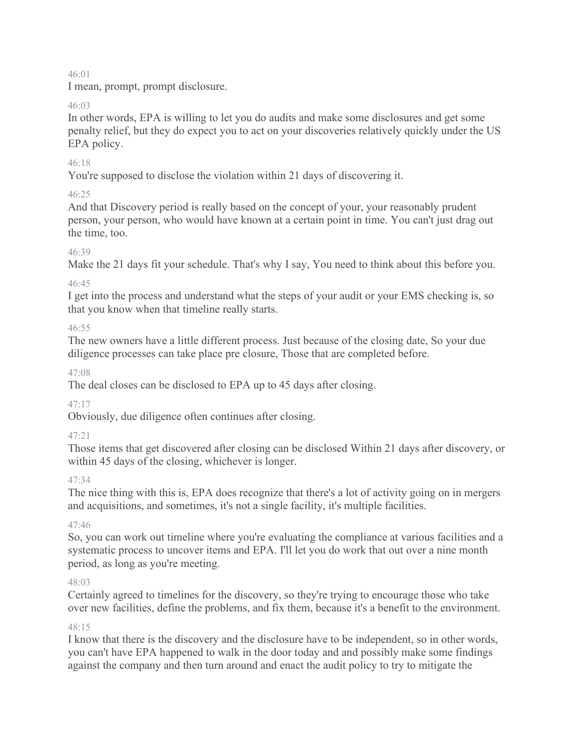46:01

I mean, prompt, prompt disclosure.

46:03

In other words, EPA is willing to let you do audits and make some disclosures and get some penalty relief, but they do expect you to act on your discoveries relatively quickly under the US EPA policy.

46:18

You're supposed to disclose the violation within 21 days of discovering it.

46:25

And that Discovery period is really based on the concept of your, your reasonably prudent person, your person, who would have known at a certain point in time. You can't just drag out the time, too.

46:39

Make the 21 days fit your schedule. That's why I say, You need to think about this before you.

46:45

I get into the process and understand what the steps of your audit or your EMS checking is, so that you know when that timeline really starts.

46:55

The new owners have a little different process. Just because of the closing date, So your due diligence processes can take place pre closure, Those that are completed before.

47:08

The deal closes can be disclosed to EPA up to 45 days after closing.

47:17

Obviously, due diligence often continues after closing.

47:21

Those items that get discovered after closing can be disclosed Within 21 days after discovery, or within 45 days of the closing, whichever is longer.

47:34

The nice thing with this is, EPA does recognize that there's a lot of activity going on in mergers and acquisitions, and sometimes, it's not a single facility, it's multiple facilities.

47:46

So, you can work out timeline where you're evaluating the compliance at various facilities and a systematic process to uncover items and EPA. I'll let you do work that out over a nine month period, as long as you're meeting.

48:03

Certainly agreed to timelines for the discovery, so they're trying to encourage those who take over new facilities, define the problems, and fix them, because it's a benefit to the environment.

48:15

I know that there is the discovery and the disclosure have to be independent, so in other words, you can't have EPA happened to walk in the door today and and possibly make some findings against the company and then turn around and enact the audit policy to try to mitigate the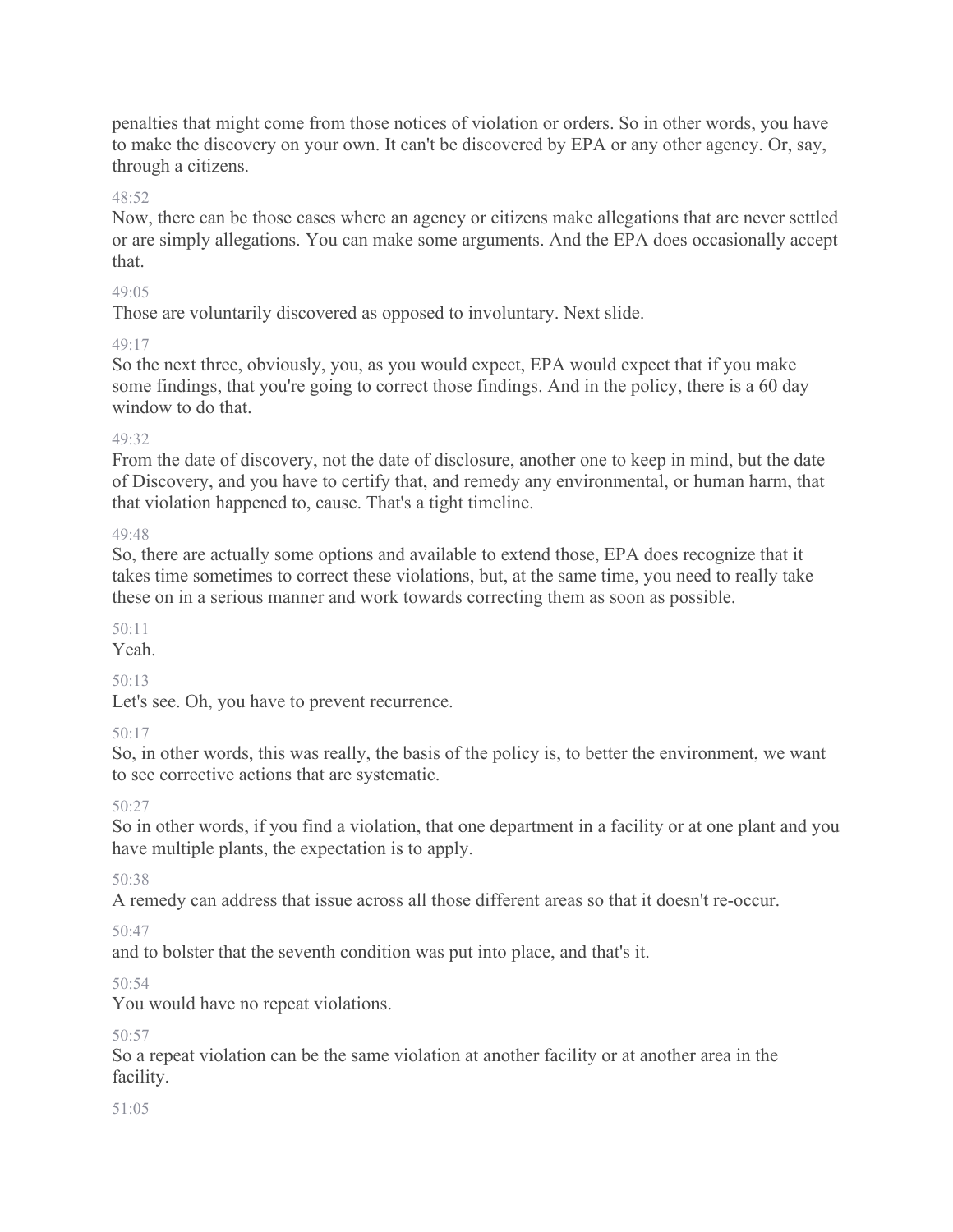penalties that might come from those notices of violation or orders. So in other words, you have to make the discovery on your own. It can't be discovered by EPA or any other agency. Or, say, through a citizens.

48:52

Now, there can be those cases where an agency or citizens make allegations that are never settled or are simply allegations. You can make some arguments. And the EPA does occasionally accept that.

49:05

Those are voluntarily discovered as opposed to involuntary. Next slide.

49:17

So the next three, obviously, you, as you would expect, EPA would expect that if you make some findings, that you're going to correct those findings. And in the policy, there is a 60 day window to do that.

49:32

From the date of discovery, not the date of disclosure, another one to keep in mind, but the date of Discovery, and you have to certify that, and remedy any environmental, or human harm, that that violation happened to, cause. That's a tight timeline.

49:48

So, there are actually some options and available to extend those, EPA does recognize that it takes time sometimes to correct these violations, but, at the same time, you need to really take these on in a serious manner and work towards correcting them as soon as possible.

50:11

Yeah.

50:13

Let's see. Oh, you have to prevent recurrence.

50:17

So, in other words, this was really, the basis of the policy is, to better the environment, we want to see corrective actions that are systematic.

50:27

So in other words, if you find a violation, that one department in a facility or at one plant and you have multiple plants, the expectation is to apply.

50:38

A remedy can address that issue across all those different areas so that it doesn't re-occur.

50:47

and to bolster that the seventh condition was put into place, and that's it.

50:54

You would have no repeat violations.

50:57

So a repeat violation can be the same violation at another facility or at another area in the facility.

51:05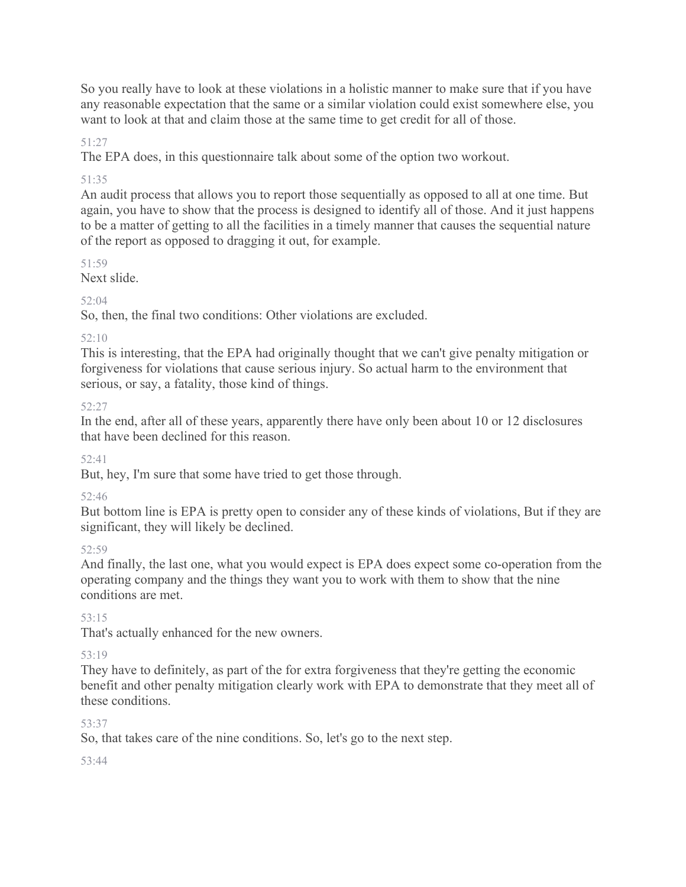So you really have to look at these violations in a holistic manner to make sure that if you have any reasonable expectation that the same or a similar violation could exist somewhere else, you want to look at that and claim those at the same time to get credit for all of those.

51:27

The EPA does, in this questionnaire talk about some of the option two workout.

51:35

An audit process that allows you to report those sequentially as opposed to all at one time. But again, you have to show that the process is designed to identify all of those. And it just happens to be a matter of getting to all the facilities in a timely manner that causes the sequential nature of the report as opposed to dragging it out, for example.

51:59

Next slide.

52:04

So, then, the final two conditions: Other violations are excluded.

52:10

This is interesting, that the EPA had originally thought that we can't give penalty mitigation or forgiveness for violations that cause serious injury. So actual harm to the environment that serious, or say, a fatality, those kind of things.

52:27

In the end, after all of these years, apparently there have only been about 10 or 12 disclosures that have been declined for this reason.

52:41

But, hey, I'm sure that some have tried to get those through.

52:46

But bottom line is EPA is pretty open to consider any of these kinds of violations, But if they are significant, they will likely be declined.

52:59

And finally, the last one, what you would expect is EPA does expect some co-operation from the operating company and the things they want you to work with them to show that the nine conditions are met.

53:15

That's actually enhanced for the new owners.

53:19

They have to definitely, as part of the for extra forgiveness that they're getting the economic benefit and other penalty mitigation clearly work with EPA to demonstrate that they meet all of these conditions.

53:37

So, that takes care of the nine conditions. So, let's go to the next step.

53:44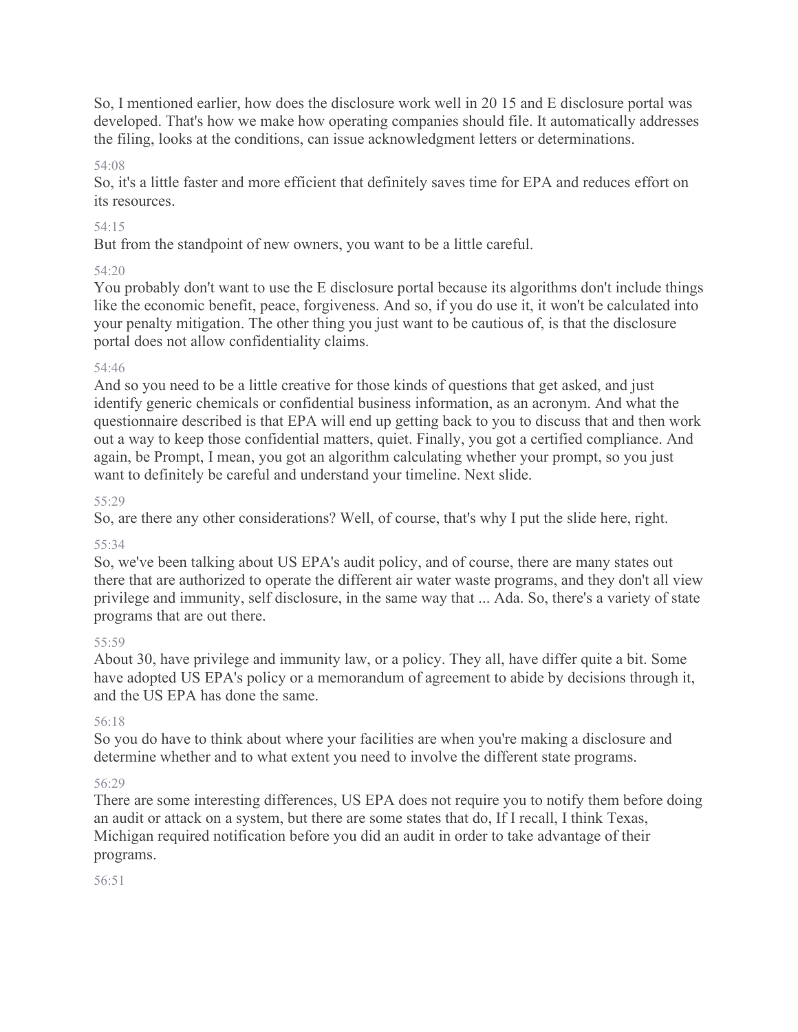So, I mentioned earlier, how does the disclosure work well in 20 15 and E disclosure portal was developed. That's how we make how operating companies should file. It automatically addresses the filing, looks at the conditions, can issue acknowledgment letters or determinations.

54:08

So, it's a little faster and more efficient that definitely saves time for EPA and reduces effort on its resources.

54:15

But from the standpoint of new owners, you want to be a little careful.

54:20

You probably don't want to use the E disclosure portal because its algorithms don't include things like the economic benefit, peace, forgiveness. And so, if you do use it, it won't be calculated into your penalty mitigation. The other thing you just want to be cautious of, is that the disclosure portal does not allow confidentiality claims.

54:46

And so you need to be a little creative for those kinds of questions that get asked, and just identify generic chemicals or confidential business information, as an acronym. And what the questionnaire described is that EPA will end up getting back to you to discuss that and then work out a way to keep those confidential matters, quiet. Finally, you got a certified compliance. And again, be Prompt, I mean, you got an algorithm calculating whether your prompt, so you just want to definitely be careful and understand your timeline. Next slide.

55:29

So, are there any other considerations? Well, of course, that's why I put the slide here, right.

55:34

So, we've been talking about US EPA's audit policy, and of course, there are many states out there that are authorized to operate the different air water waste programs, and they don't all view privilege and immunity, self disclosure, in the same way that ... Ada. So, there's a variety of state programs that are out there.

55:59

About 30, have privilege and immunity law, or a policy. They all, have differ quite a bit. Some have adopted US EPA's policy or a memorandum of agreement to abide by decisions through it, and the US EPA has done the same.

56:18

So you do have to think about where your facilities are when you're making a disclosure and determine whether and to what extent you need to involve the different state programs.

56:29

There are some interesting differences, US EPA does not require you to notify them before doing an audit or attack on a system, but there are some states that do, If I recall, I think Texas, Michigan required notification before you did an audit in order to take advantage of their programs.

56:51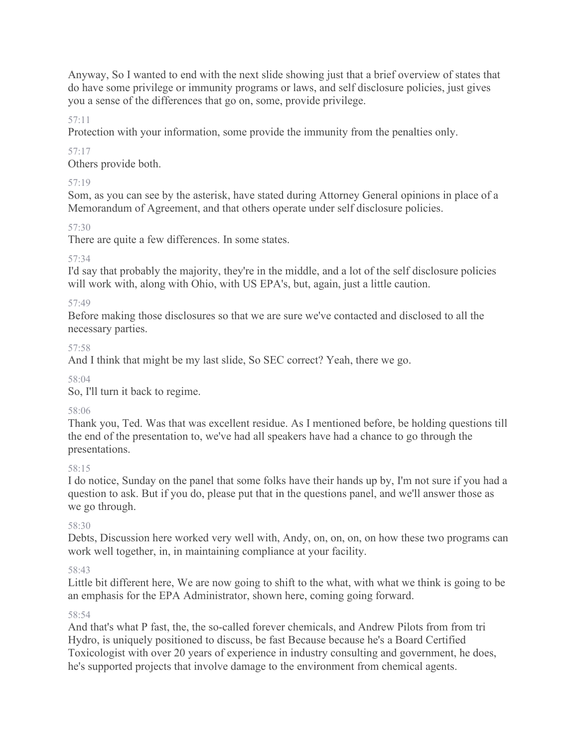Anyway, So I wanted to end with the next slide showing just that a brief overview of states that do have some privilege or immunity programs or laws, and self disclosure policies, just gives you a sense of the differences that go on, some, provide privilege.

57:11

Protection with your information, some provide the immunity from the penalties only.

57:17

Others provide both.

57:19

Som, as you can see by the asterisk, have stated during Attorney General opinions in place of a Memorandum of Agreement, and that others operate under self disclosure policies.

57:30

There are quite a few differences. In some states.

57:34

I'd say that probably the majority, they're in the middle, and a lot of the self disclosure policies will work with, along with Ohio, with US EPA's, but, again, just a little caution.

57:49

Before making those disclosures so that we are sure we've contacted and disclosed to all the necessary parties.

57:58

And I think that might be my last slide, So SEC correct? Yeah, there we go.

58:04

So, I'll turn it back to regime.

58:06

Thank you, Ted. Was that was excellent residue. As I mentioned before, be holding questions till the end of the presentation to, we've had all speakers have had a chance to go through the presentations.

58:15

I do notice, Sunday on the panel that some folks have their hands up by, I'm not sure if you had a question to ask. But if you do, please put that in the questions panel, and we'll answer those as we go through.

58:30

Debts, Discussion here worked very well with, Andy, on, on, on, on how these two programs can work well together, in, in maintaining compliance at your facility.

58:43

Little bit different here, We are now going to shift to the what, with what we think is going to be an emphasis for the EPA Administrator, shown here, coming going forward.

58:54

And that's what P fast, the, the so-called forever chemicals, and Andrew Pilots from from tri Hydro, is uniquely positioned to discuss, be fast Because because he's a Board Certified Toxicologist with over 20 years of experience in industry consulting and government, he does, he's supported projects that involve damage to the environment from chemical agents.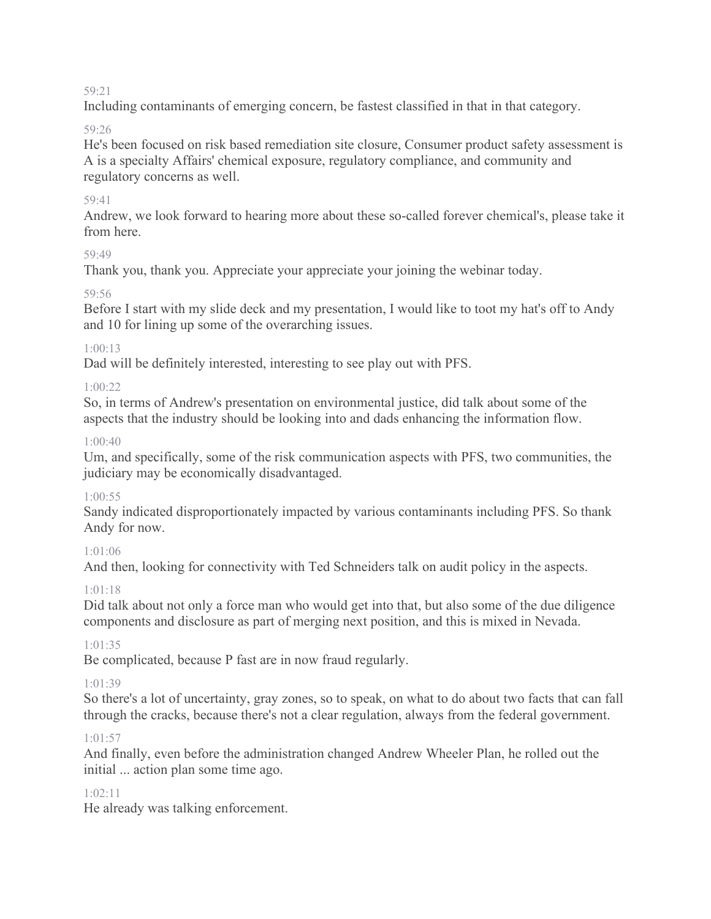59:21

Including contaminants of emerging concern, be fastest classified in that in that category.

59:26

He's been focused on risk based remediation site closure, Consumer product safety assessment is A is a specialty Affairs' chemical exposure, regulatory compliance, and community and regulatory concerns as well.

59:41

Andrew, we look forward to hearing more about these so-called forever chemical's, please take it from here.

59:49

Thank you, thank you. Appreciate your appreciate your joining the webinar today.

59:56

Before I start with my slide deck and my presentation, I would like to toot my hat's off to Andy and 10 for lining up some of the overarching issues.

1:00:13

Dad will be definitely interested, interesting to see play out with PFS.

1:00:22

So, in terms of Andrew's presentation on environmental justice, did talk about some of the aspects that the industry should be looking into and dads enhancing the information flow.

1:00:40

Um, and specifically, some of the risk communication aspects with PFS, two communities, the judiciary may be economically disadvantaged.

1:00:55

Sandy indicated disproportionately impacted by various contaminants including PFS. So thank Andy for now.

1:01:06

And then, looking for connectivity with Ted Schneiders talk on audit policy in the aspects.

1:01:18

Did talk about not only a force man who would get into that, but also some of the due diligence components and disclosure as part of merging next position, and this is mixed in Nevada.

1:01:35

Be complicated, because P fast are in now fraud regularly.

1:01:39

So there's a lot of uncertainty, gray zones, so to speak, on what to do about two facts that can fall through the cracks, because there's not a clear regulation, always from the federal government.

1:01:57

And finally, even before the administration changed Andrew Wheeler Plan, he rolled out the initial ... action plan some time ago.

1:02:11

He already was talking enforcement.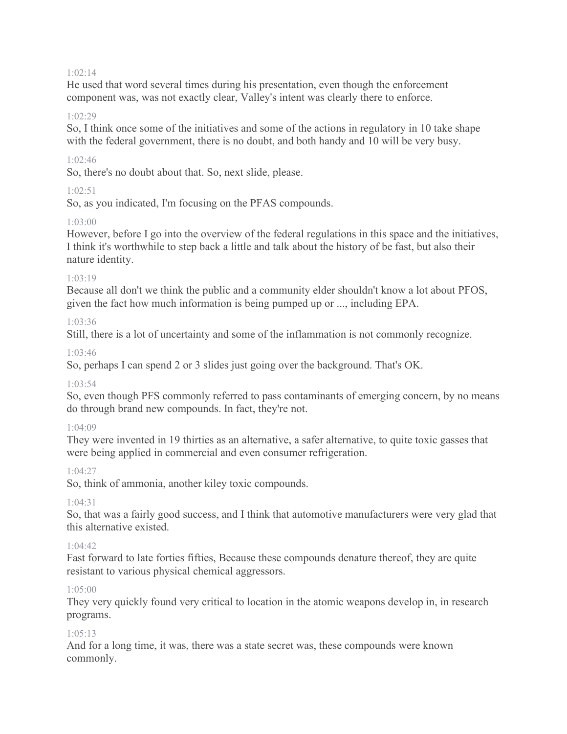1:02:14

He used that word several times during his presentation, even though the enforcement component was, was not exactly clear, Valley's intent was clearly there to enforce.

1:02:29

So, I think once some of the initiatives and some of the actions in regulatory in 10 take shape with the federal government, there is no doubt, and both handy and 10 will be very busy.

1:02:46

So, there's no doubt about that. So, next slide, please.

1:02:51

So, as you indicated, I'm focusing on the PFAS compounds.

1:03:00

However, before I go into the overview of the federal regulations in this space and the initiatives, I think it's worthwhile to step back a little and talk about the history of be fast, but also their nature identity.

1:03:19

Because all don't we think the public and a community elder shouldn't know a lot about PFOS, given the fact how much information is being pumped up or ..., including EPA.

1:03:36

Still, there is a lot of uncertainty and some of the inflammation is not commonly recognize.

1:03:46

So, perhaps I can spend 2 or 3 slides just going over the background. That's OK.

1:03:54

So, even though PFS commonly referred to pass contaminants of emerging concern, by no means do through brand new compounds. In fact, they're not.

1:04:09

They were invented in 19 thirties as an alternative, a safer alternative, to quite toxic gasses that were being applied in commercial and even consumer refrigeration.

1:04:27

So, think of ammonia, another kiley toxic compounds.

1:04:31

So, that was a fairly good success, and I think that automotive manufacturers were very glad that this alternative existed.

1:04:42

Fast forward to late forties fifties, Because these compounds denature thereof, they are quite resistant to various physical chemical aggressors.

1:05:00

They very quickly found very critical to location in the atomic weapons develop in, in research programs.

1:05:13

And for a long time, it was, there was a state secret was, these compounds were known commonly.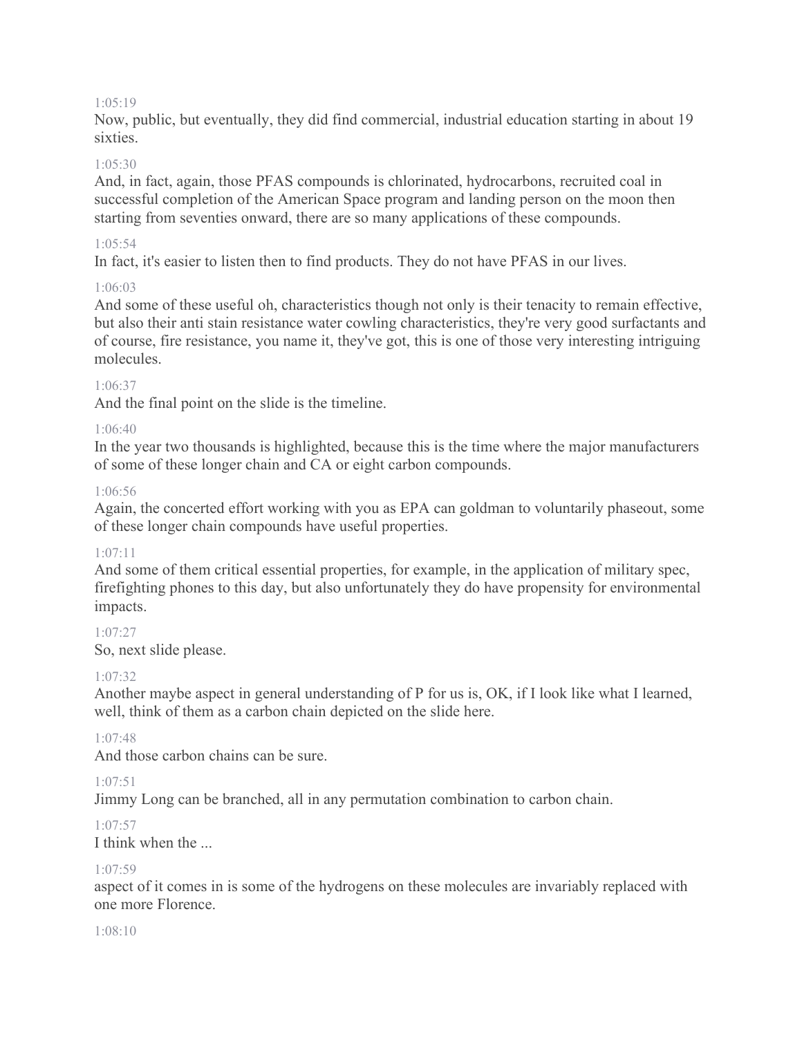1:05:19

Now, public, but eventually, they did find commercial, industrial education starting in about 19 sixties.

1:05:30

And, in fact, again, those PFAS compounds is chlorinated, hydrocarbons, recruited coal in successful completion of the American Space program and landing person on the moon then starting from seventies onward, there are so many applications of these compounds.

1:05:54

In fact, it's easier to listen then to find products. They do not have PFAS in our lives.

1:06:03

And some of these useful oh, characteristics though not only is their tenacity to remain effective, but also their anti stain resistance water cowling characteristics, they're very good surfactants and of course, fire resistance, you name it, they've got, this is one of those very interesting intriguing molecules.

1:06:37

And the final point on the slide is the timeline.

1:06:40

In the year two thousands is highlighted, because this is the time where the major manufacturers of some of these longer chain and CA or eight carbon compounds.

1:06:56

Again, the concerted effort working with you as EPA can goldman to voluntarily phaseout, some of these longer chain compounds have useful properties.

1:07:11

And some of them critical essential properties, for example, in the application of military spec, firefighting phones to this day, but also unfortunately they do have propensity for environmental impacts.

1:07:27

So, next slide please.

1:07:32

Another maybe aspect in general understanding of P for us is, OK, if I look like what I learned, well, think of them as a carbon chain depicted on the slide here.

1:07:48

And those carbon chains can be sure.

1:07:51

Jimmy Long can be branched, all in any permutation combination to carbon chain.

1:07:57

I think when the ...

1:07:59

aspect of it comes in is some of the hydrogens on these molecules are invariably replaced with one more Florence.

1:08:10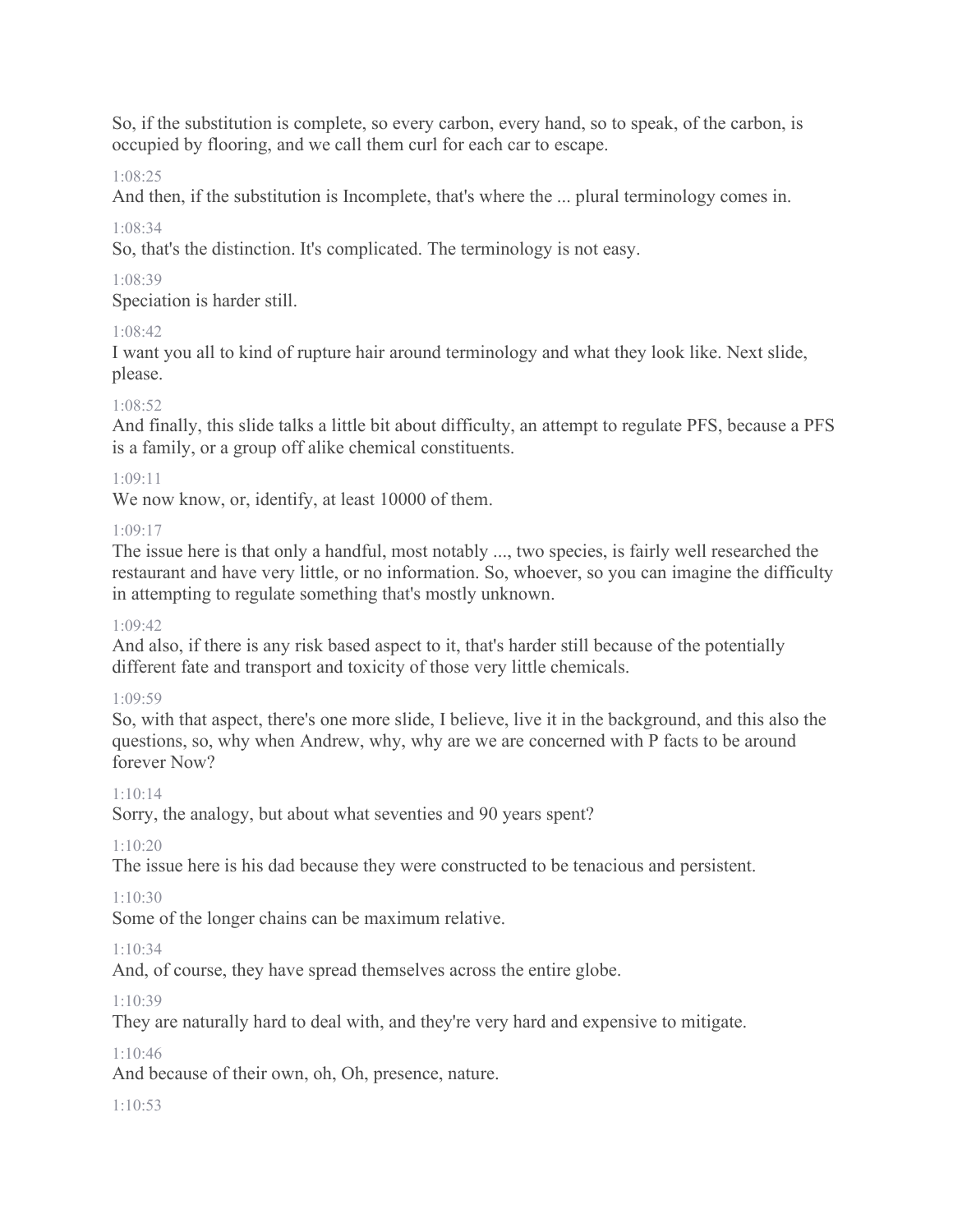So, if the substitution is complete, so every carbon, every hand, so to speak, of the carbon, is occupied by flooring, and we call them curl for each car to escape.

1:08:25

And then, if the substitution is Incomplete, that's where the ... plural terminology comes in.

1:08:34

So, that's the distinction. It's complicated. The terminology is not easy.

1:08:39

Speciation is harder still.

1:08:42

I want you all to kind of rupture hair around terminology and what they look like. Next slide, please.

1:08:52

And finally, this slide talks a little bit about difficulty, an attempt to regulate PFS, because a PFS is a family, or a group off alike chemical constituents.

1:09:11

We now know, or, identify, at least 10000 of them.

1:09:17

The issue here is that only a handful, most notably ..., two species, is fairly well researched the restaurant and have very little, or no information. So, whoever, so you can imagine the difficulty in attempting to regulate something that's mostly unknown.

1:09:42

And also, if there is any risk based aspect to it, that's harder still because of the potentially different fate and transport and toxicity of those very little chemicals.

1:09:59

So, with that aspect, there's one more slide, I believe, live it in the background, and this also the questions, so, why when Andrew, why, why are we are concerned with P facts to be around forever Now?

1:10:14

Sorry, the analogy, but about what seventies and 90 years spent?

1:10:20

The issue here is his dad because they were constructed to be tenacious and persistent.

1:10:30

Some of the longer chains can be maximum relative.

1:10:34

And, of course, they have spread themselves across the entire globe.

1:10:39

They are naturally hard to deal with, and they're very hard and expensive to mitigate.

1:10:46

And because of their own, oh, Oh, presence, nature.

1:10:53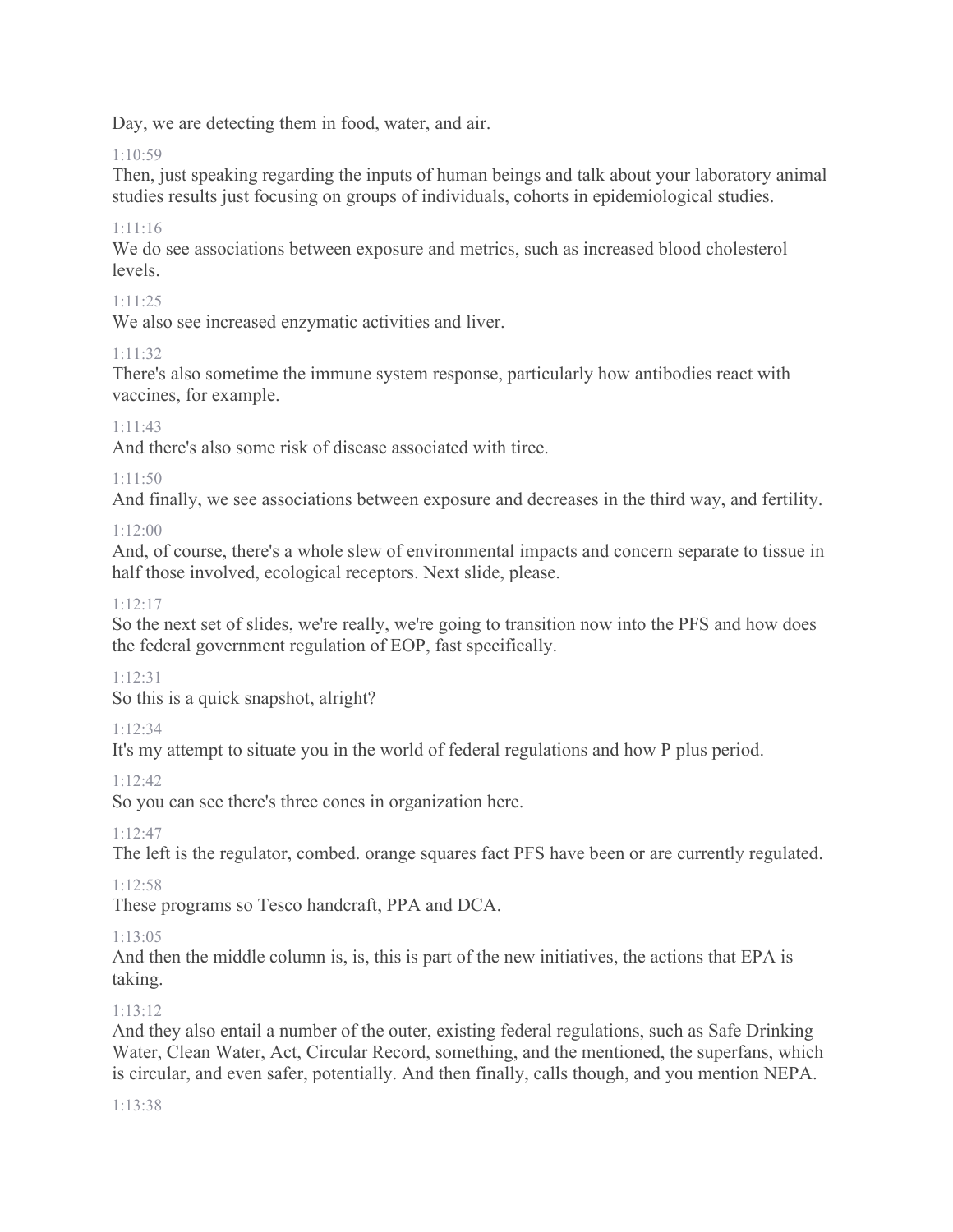Day, we are detecting them in food, water, and air.

1:10:59

Then, just speaking regarding the inputs of human beings and talk about your laboratory animal studies results just focusing on groups of individuals, cohorts in epidemiological studies.

1:11:16

We do see associations between exposure and metrics, such as increased blood cholesterol levels.

1:11:25

We also see increased enzymatic activities and liver.

1:11:32

There's also sometime the immune system response, particularly how antibodies react with vaccines, for example.

1:11:43

And there's also some risk of disease associated with tiree.

1:11:50

And finally, we see associations between exposure and decreases in the third way, and fertility.

1:12:00

And, of course, there's a whole slew of environmental impacts and concern separate to tissue in half those involved, ecological receptors. Next slide, please.

1:12:17

So the next set of slides, we're really, we're going to transition now into the PFS and how does the federal government regulation of EOP, fast specifically.

1:12:31

So this is a quick snapshot, alright?

1:12:34

It's my attempt to situate you in the world of federal regulations and how P plus period.

1:12:42

So you can see there's three cones in organization here.

1:12:47

The left is the regulator, combed. orange squares fact PFS have been or are currently regulated.

1:12:58

These programs so Tesco handcraft, PPA and DCA.

1:13:05

And then the middle column is, is, this is part of the new initiatives, the actions that EPA is taking.

1:13:12

And they also entail a number of the outer, existing federal regulations, such as Safe Drinking Water, Clean Water, Act, Circular Record, something, and the mentioned, the superfans, which is circular, and even safer, potentially. And then finally, calls though, and you mention NEPA.

1:13:38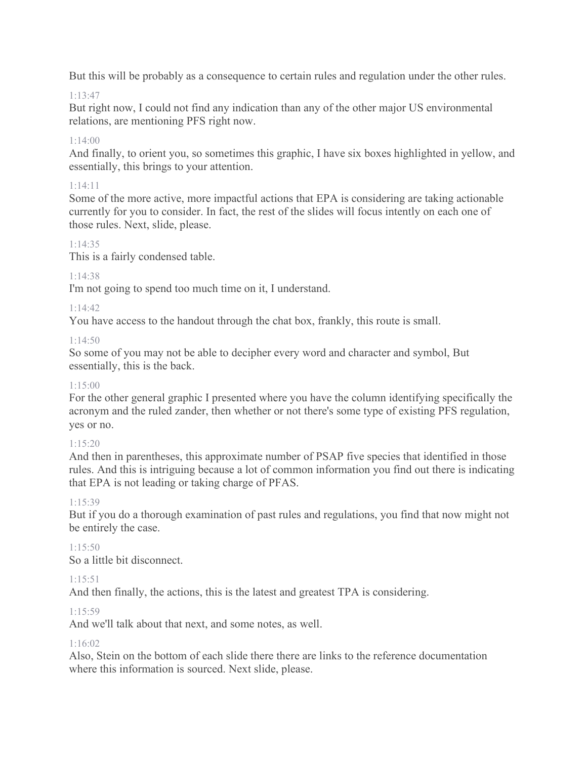But this will be probably as a consequence to certain rules and regulation under the other rules.

1:13:47

But right now, I could not find any indication than any of the other major US environmental relations, are mentioning PFS right now.

1:14:00

And finally, to orient you, so sometimes this graphic, I have six boxes highlighted in yellow, and essentially, this brings to your attention.

1:14:11

Some of the more active, more impactful actions that EPA is considering are taking actionable currently for you to consider. In fact, the rest of the slides will focus intently on each one of those rules. Next, slide, please.

1:14:35

This is a fairly condensed table.

1:14:38

I'm not going to spend too much time on it, I understand.

1:14:42

You have access to the handout through the chat box, frankly, this route is small.

1:14:50

So some of you may not be able to decipher every word and character and symbol, But essentially, this is the back.

1:15:00

For the other general graphic I presented where you have the column identifying specifically the acronym and the ruled zander, then whether or not there's some type of existing PFS regulation, yes or no.

1:15:20

And then in parentheses, this approximate number of PSAP five species that identified in those rules. And this is intriguing because a lot of common information you find out there is indicating that EPA is not leading or taking charge of PFAS.

1:15:39

But if you do a thorough examination of past rules and regulations, you find that now might not be entirely the case.

1:15:50

So a little bit disconnect.

1:15:51

And then finally, the actions, this is the latest and greatest TPA is considering.

1:15:59

And we'll talk about that next, and some notes, as well.

1:16:02

Also, Stein on the bottom of each slide there there are links to the reference documentation where this information is sourced. Next slide, please.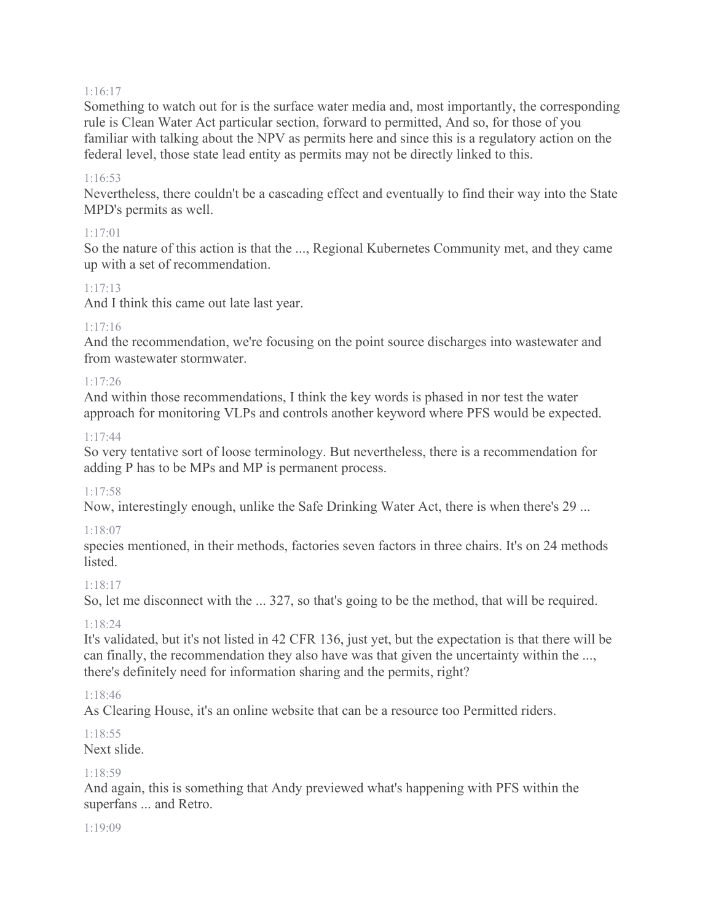1:16:17

Something to watch out for is the surface water media and, most importantly, the corresponding rule is Clean Water Act particular section, forward to permitted, And so, for those of you familiar with talking about the NPV as permits here and since this is a regulatory action on the federal level, those state lead entity as permits may not be directly linked to this.

1:16:53

Nevertheless, there couldn't be a cascading effect and eventually to find their way into the State MPD's permits as well.

1:17:01

So the nature of this action is that the ..., Regional Kubernetes Community met, and they came up with a set of recommendation.

1:17:13

And I think this came out late last year.

1:17:16

And the recommendation, we're focusing on the point source discharges into wastewater and from wastewater stormwater.

1:17:26

And within those recommendations, I think the key words is phased in nor test the water approach for monitoring VLPs and controls another keyword where PFS would be expected.

1:17:44

So very tentative sort of loose terminology. But nevertheless, there is a recommendation for adding P has to be MPs and MP is permanent process.

1:17:58

Now, interestingly enough, unlike the Safe Drinking Water Act, there is when there's 29 ...

1:18:07

species mentioned, in their methods, factories seven factors in three chairs. It's on 24 methods listed.

1:18:17

So, let me disconnect with the ... 327, so that's going to be the method, that will be required.

1:18:24

It's validated, but it's not listed in 42 CFR 136, just yet, but the expectation is that there will be can finally, the recommendation they also have was that given the uncertainty within the ..., there's definitely need for information sharing and the permits, right?

1:18:46

As Clearing House, it's an online website that can be a resource too Permitted riders.

1:18:55

Next slide.

1:18:59

And again, this is something that Andy previewed what's happening with PFS within the superfans ... and Retro.

1:19:09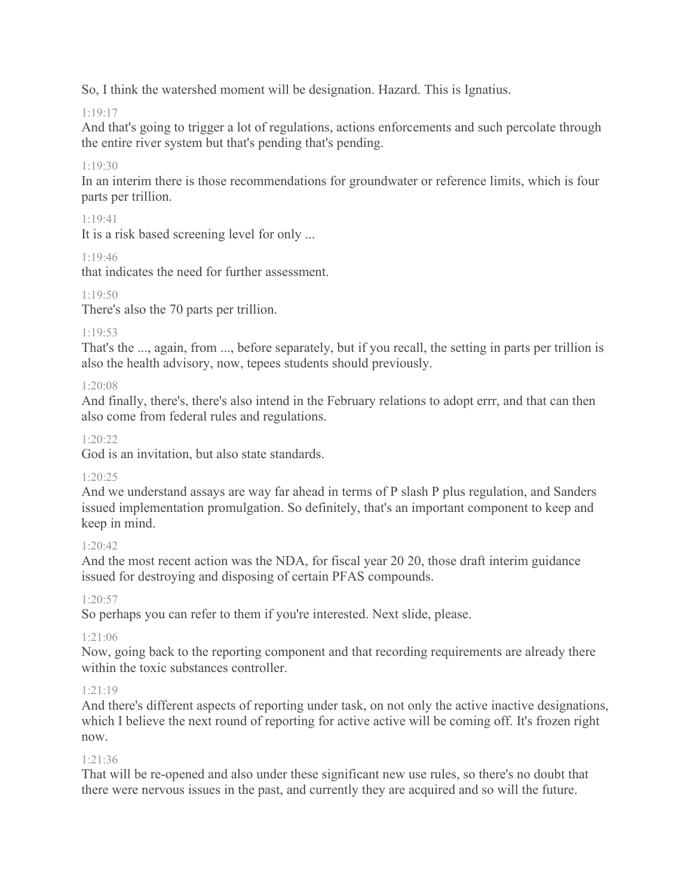So, I think the watershed moment will be designation. Hazard. This is Ignatius.

1:19:17

And that's going to trigger a lot of regulations, actions enforcements and such percolate through the entire river system but that's pending that's pending.

1:19:30

In an interim there is those recommendations for groundwater or reference limits, which is four parts per trillion.

1:19:41

It is a risk based screening level for only ...

1:19:46

that indicates the need for further assessment.

1:19:50

There's also the 70 parts per trillion.

1:19:53

That's the ..., again, from ..., before separately, but if you recall, the setting in parts per trillion is also the health advisory, now, tepees students should previously.

1:20:08

And finally, there's, there's also intend in the February relations to adopt errr, and that can then also come from federal rules and regulations.

1:20:22

God is an invitation, but also state standards.

1:20:25

And we understand assays are way far ahead in terms of P slash P plus regulation, and Sanders issued implementation promulgation. So definitely, that's an important component to keep and keep in mind.

1:20:42

And the most recent action was the NDA, for fiscal year 20 20, those draft interim guidance issued for destroying and disposing of certain PFAS compounds.

1:20:57

So perhaps you can refer to them if you're interested. Next slide, please.

1:21:06

Now, going back to the reporting component and that recording requirements are already there within the toxic substances controller.

1:21:19

And there's different aspects of reporting under task, on not only the active inactive designations, which I believe the next round of reporting for active active will be coming off. It's frozen right now.

1:21:36

That will be re-opened and also under these significant new use rules, so there's no doubt that there were nervous issues in the past, and currently they are acquired and so will the future.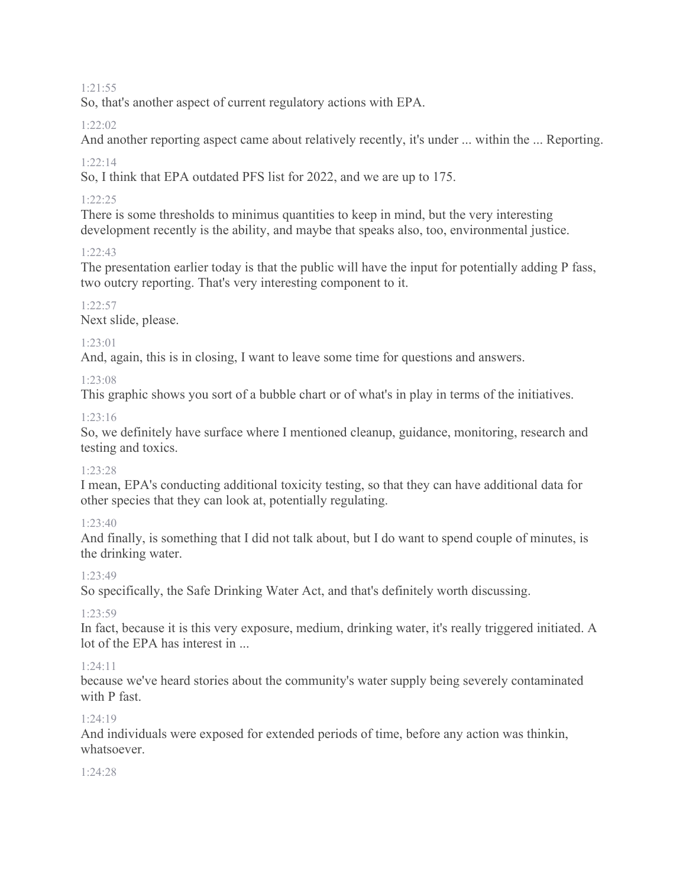1:21:55

So, that's another aspect of current regulatory actions with EPA.

1:22:02

And another reporting aspect came about relatively recently, it's under ... within the ... Reporting.

1:22:14

So, I think that EPA outdated PFS list for 2022, and we are up to 175.

1:22:25

There is some thresholds to minimus quantities to keep in mind, but the very interesting development recently is the ability, and maybe that speaks also, too, environmental justice.

1:22:43

The presentation earlier today is that the public will have the input for potentially adding P fass, two outcry reporting. That's very interesting component to it.

1:22:57

Next slide, please.

1:23:01

And, again, this is in closing, I want to leave some time for questions and answers.

1:23:08

This graphic shows you sort of a bubble chart or of what's in play in terms of the initiatives.

1:23:16

So, we definitely have surface where I mentioned cleanup, guidance, monitoring, research and testing and toxics.

1:23:28

I mean, EPA's conducting additional toxicity testing, so that they can have additional data for other species that they can look at, potentially regulating.

1:23:40

And finally, is something that I did not talk about, but I do want to spend couple of minutes, is the drinking water.

1:23:49

So specifically, the Safe Drinking Water Act, and that's definitely worth discussing.

1:23:59

In fact, because it is this very exposure, medium, drinking water, it's really triggered initiated. A lot of the EPA has interest in ...

1:24:11

because we've heard stories about the community's water supply being severely contaminated with P fast.

1:24:19

And individuals were exposed for extended periods of time, before any action was thinkin, whatsoever.

1:24:28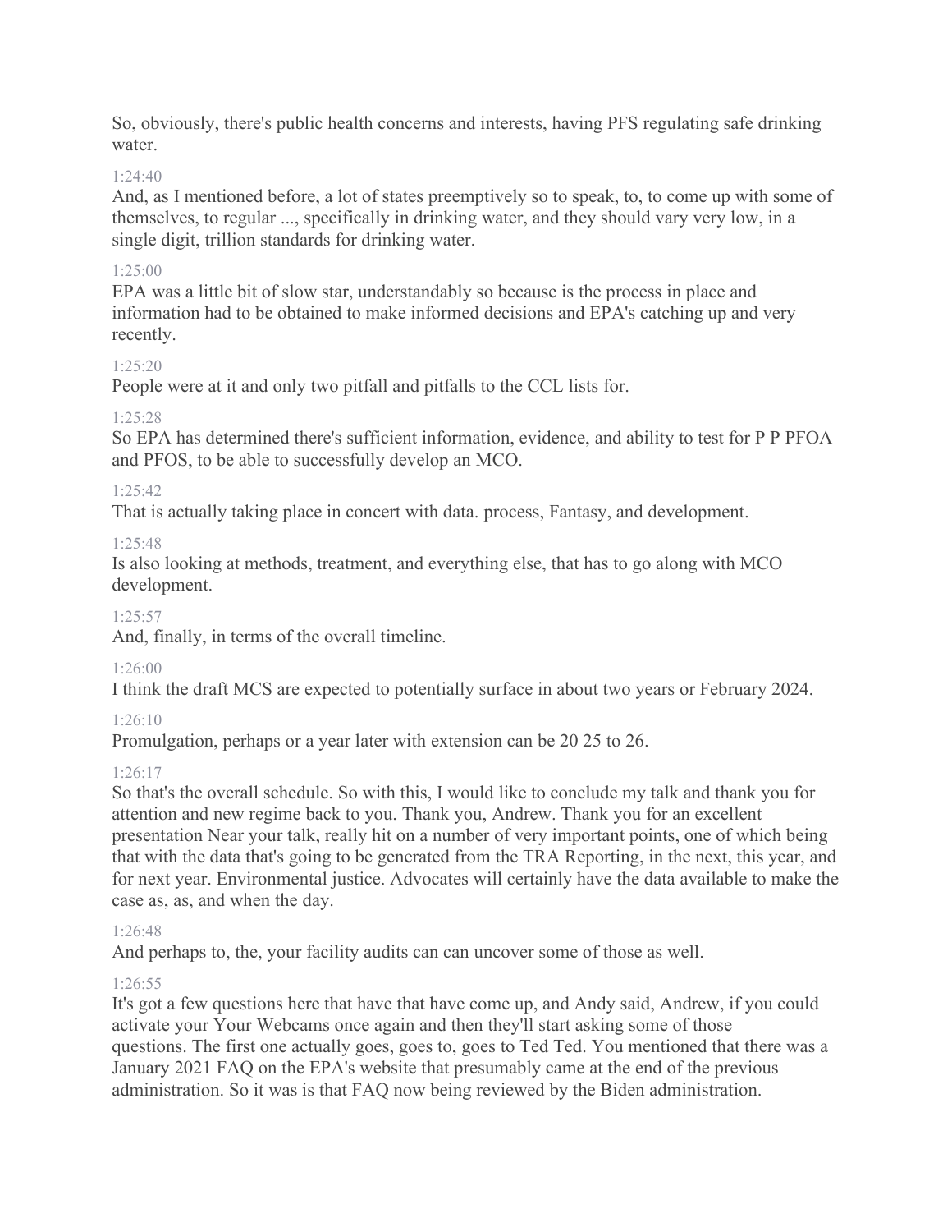So, obviously, there's public health concerns and interests, having PFS regulating safe drinking water.

1:24:40

And, as I mentioned before, a lot of states preemptively so to speak, to, to come up with some of themselves, to regular ..., specifically in drinking water, and they should vary very low, in a single digit, trillion standards for drinking water.

1:25:00

EPA was a little bit of slow star, understandably so because is the process in place and information had to be obtained to make informed decisions and EPA's catching up and very recently.

1:25:20

People were at it and only two pitfall and pitfalls to the CCL lists for.

1:25:28

So EPA has determined there's sufficient information, evidence, and ability to test for P P PFOA and PFOS, to be able to successfully develop an MCO.

1:25:42

That is actually taking place in concert with data. process, Fantasy, and development.

1:25:48

Is also looking at methods, treatment, and everything else, that has to go along with MCO development.

1:25:57

And, finally, in terms of the overall timeline.

1:26:00

I think the draft MCS are expected to potentially surface in about two years or February 2024.

1:26:10

Promulgation, perhaps or a year later with extension can be 20 25 to 26.

1:26:17

So that's the overall schedule. So with this, I would like to conclude my talk and thank you for attention and new regime back to you. Thank you, Andrew. Thank you for an excellent presentation Near your talk, really hit on a number of very important points, one of which being that with the data that's going to be generated from the TRA Reporting, in the next, this year, and for next year. Environmental justice. Advocates will certainly have the data available to make the case as, as, and when the day.

1:26:48

And perhaps to, the, your facility audits can can uncover some of those as well.

1:26:55

It's got a few questions here that have that have come up, and Andy said, Andrew, if you could activate your Your Webcams once again and then they'll start asking some of those questions. The first one actually goes, goes to, goes to Ted Ted. You mentioned that there was a January 2021 FAQ on the EPA's website that presumably came at the end of the previous administration. So it was is that FAQ now being reviewed by the Biden administration.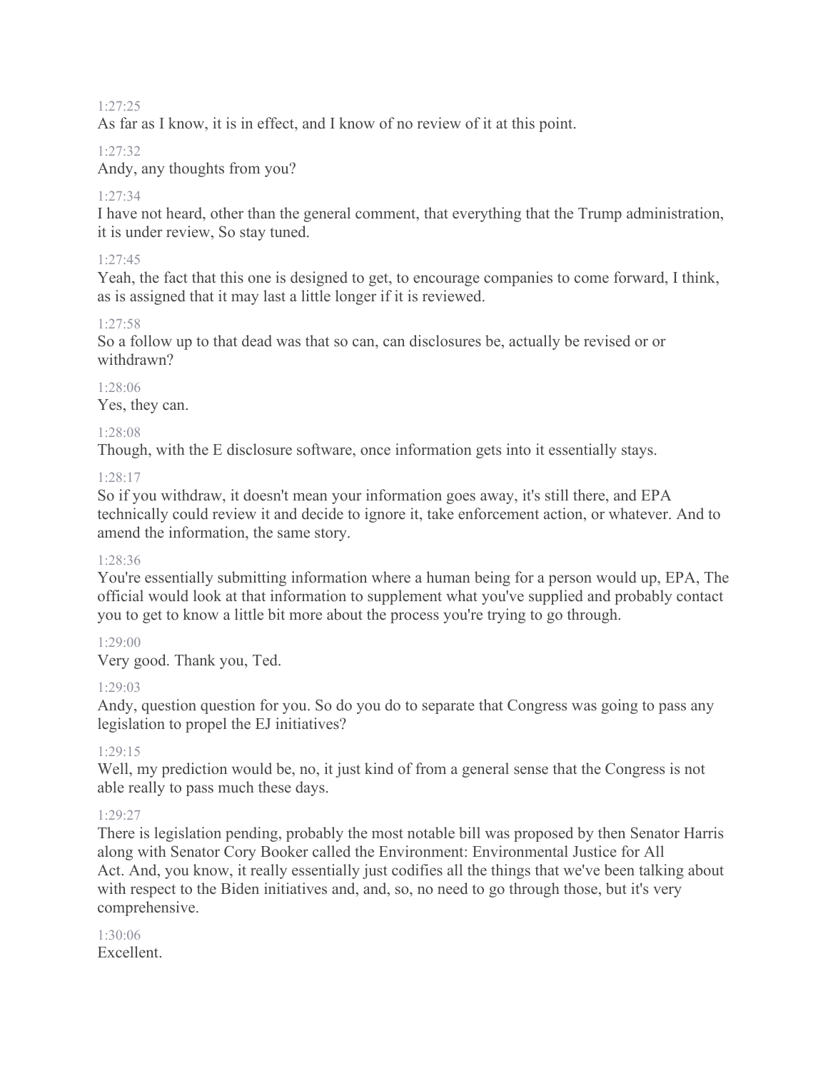1:27:25

As far as I know, it is in effect, and I know of no review of it at this point.

1:27:32

Andy, any thoughts from you?

1:27:34

I have not heard, other than the general comment, that everything that the Trump administration, it is under review, So stay tuned.

1:27:45

Yeah, the fact that this one is designed to get, to encourage companies to come forward, I think, as is assigned that it may last a little longer if it is reviewed.

1:27:58

So a follow up to that dead was that so can, can disclosures be, actually be revised or or withdrawn?

1:28:06

Yes, they can.

1:28:08

Though, with the E disclosure software, once information gets into it essentially stays.

1:28:17

So if you withdraw, it doesn't mean your information goes away, it's still there, and EPA technically could review it and decide to ignore it, take enforcement action, or whatever. And to amend the information, the same story.

1:28:36

You're essentially submitting information where a human being for a person would up, EPA, The official would look at that information to supplement what you've supplied and probably contact you to get to know a little bit more about the process you're trying to go through.

1:29:00

Very good. Thank you, Ted.

1:29:03

Andy, question question for you. So do you do to separate that Congress was going to pass any legislation to propel the EJ initiatives?

1:29:15

Well, my prediction would be, no, it just kind of from a general sense that the Congress is not able really to pass much these days.

1:29:27

There is legislation pending, probably the most notable bill was proposed by then Senator Harris along with Senator Cory Booker called the Environment: Environmental Justice for All Act. And, you know, it really essentially just codifies all the things that we've been talking about with respect to the Biden initiatives and, and, so, no need to go through those, but it's very comprehensive.

1:30:06

Excellent.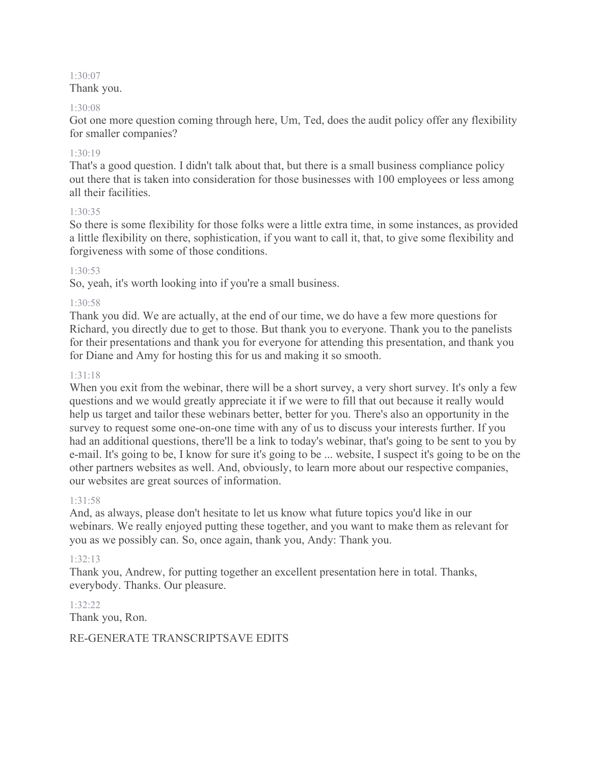1:30:07
Thank you.

1:30:08
Got one more question coming through here, Um, Ted, does the audit policy offer any flexibility for smaller companies?

1:30:19
That's a good question. I didn't talk about that, but there is a small business compliance policy out there that is taken into consideration for those businesses with 100 employees or less among all their facilities.

1:30:35
So there is some flexibility for those folks were a little extra time, in some instances, as provided a little flexibility on there, sophistication, if you want to call it, that, to give some flexibility and forgiveness with some of those conditions.

1:30:53
So, yeah, it's worth looking into if you're a small business.

1:30:58
Thank you did. We are actually, at the end of our time, we do have a few more questions for Richard, you directly due to get to those. But thank you to everyone. Thank you to the panelists for their presentations and thank you for everyone for attending this presentation, and thank you for Diane and Amy for hosting this for us and making it so smooth.

1:31:18
When you exit from the webinar, there will be a short survey, a very short survey. It's only a few questions and we would greatly appreciate it if we were to fill that out because it really would help us target and tailor these webinars better, better for you. There's also an opportunity in the survey to request some one-on-one time with any of us to discuss your interests further. If you had an additional questions, there'll be a link to today's webinar, that's going to be sent to you by e-mail. It's going to be, I know for sure it's going to be ... website, I suspect it's going to be on the other partners websites as well. And, obviously, to learn more about our respective companies, our websites are great sources of information.

1:31:58
And, as always, please don't hesitate to let us know what future topics you'd like in our webinars. We really enjoyed putting these together, and you want to make them as relevant for you as we possibly can. So, once again, thank you, Andy: Thank you.

1:32:13
Thank you, Andrew, for putting together an excellent presentation here in total. Thanks, everybody. Thanks. Our pleasure.

1:32:22
Thank you, Ron.

RE-GENERATE TRANSCRIPTSAVE EDITS